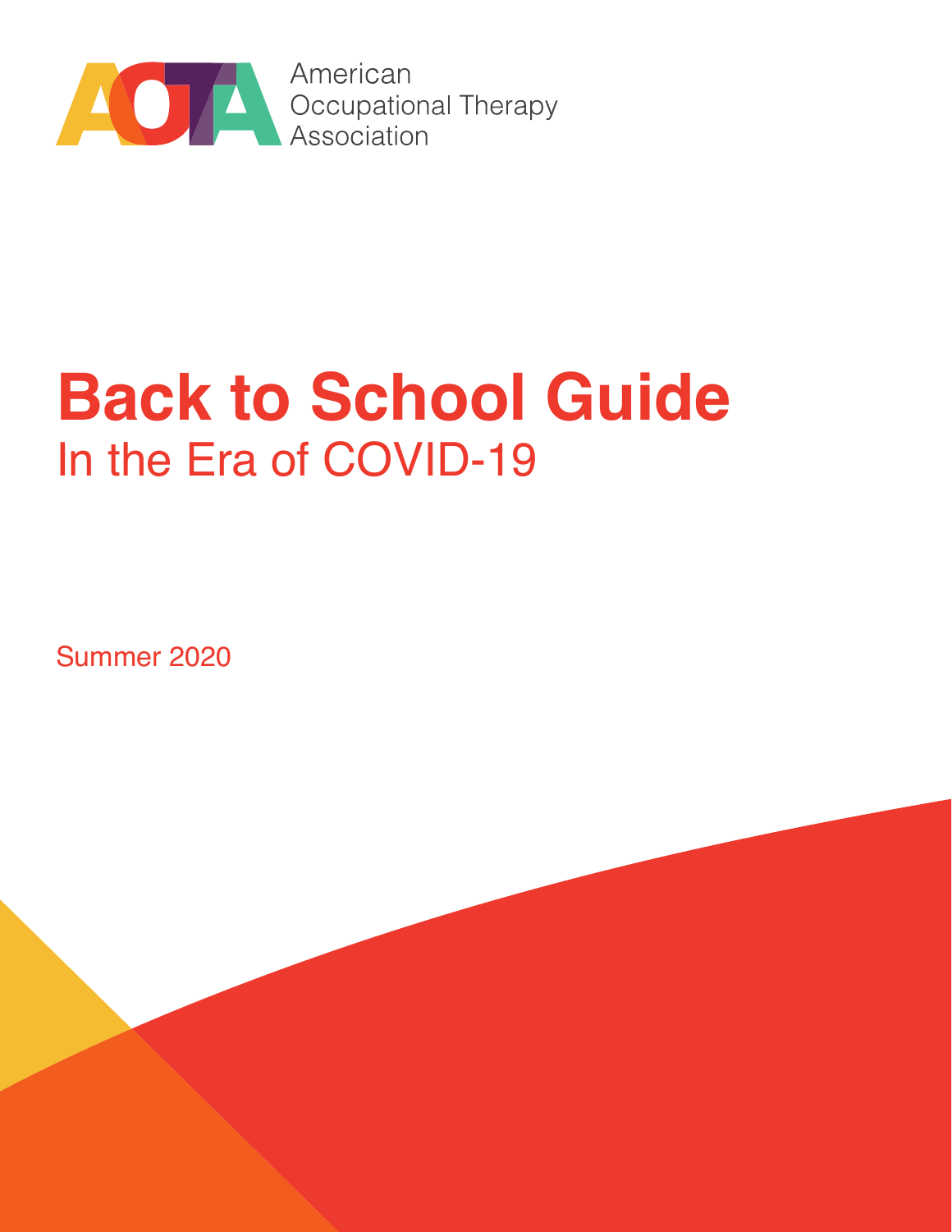American Occupational Therapy Association

# Back to School Guide

## In the Era of COVID-19

Summer 2020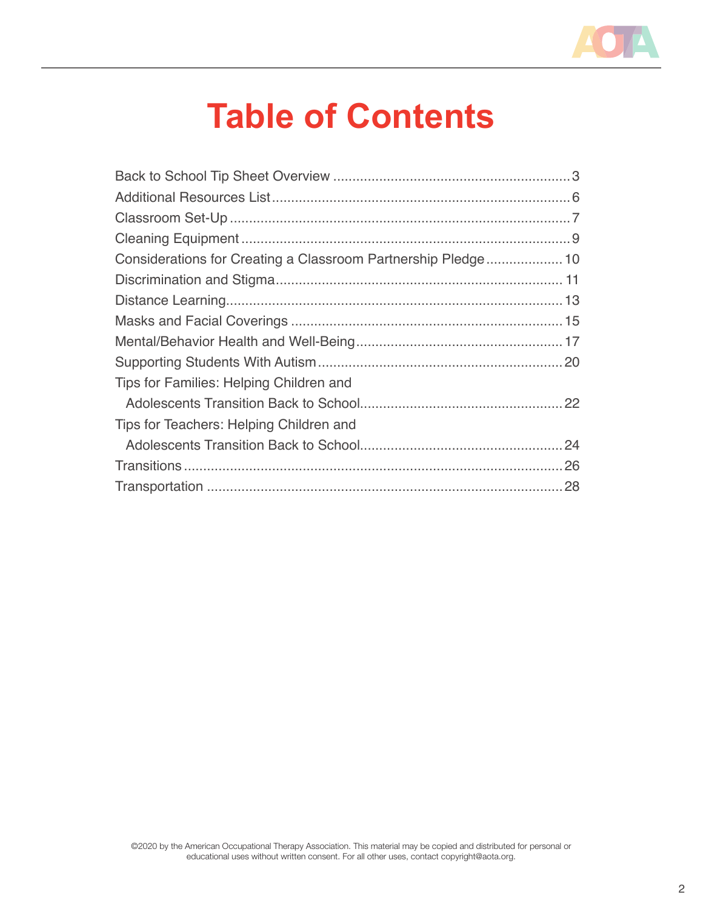# Table of Contents

Back to School Tip Sheet Overview ............................................................3
Additional Resources List............................................................................6
Classroom Set-Up........................................................................................7
Cleaning Equipment.....................................................................................9
Considerations for Creating a Classroom Partnership Pledge....................10
Discrimination and Stigma..........................................................................11
Distance Learning.......................................................................................13
Masks and Facial Coverings ......................................................................15
Mental/Behavior Health and Well-Being.....................................................17
Supporting Students With Autism...............................................................20
Tips for Families: Helping Children and
  Adolescents Transition Back to School....................................................22
Tips for Teachers: Helping Children and
  Adolescents Transition Back to School....................................................24
Transitions.................................................................................................26
Transportation ...........................................................................................28

©2020 by the American Occupational Therapy Association. This material may be copied and distributed for personal or educational uses without written consent. For all other uses, contact copyright@aota.org.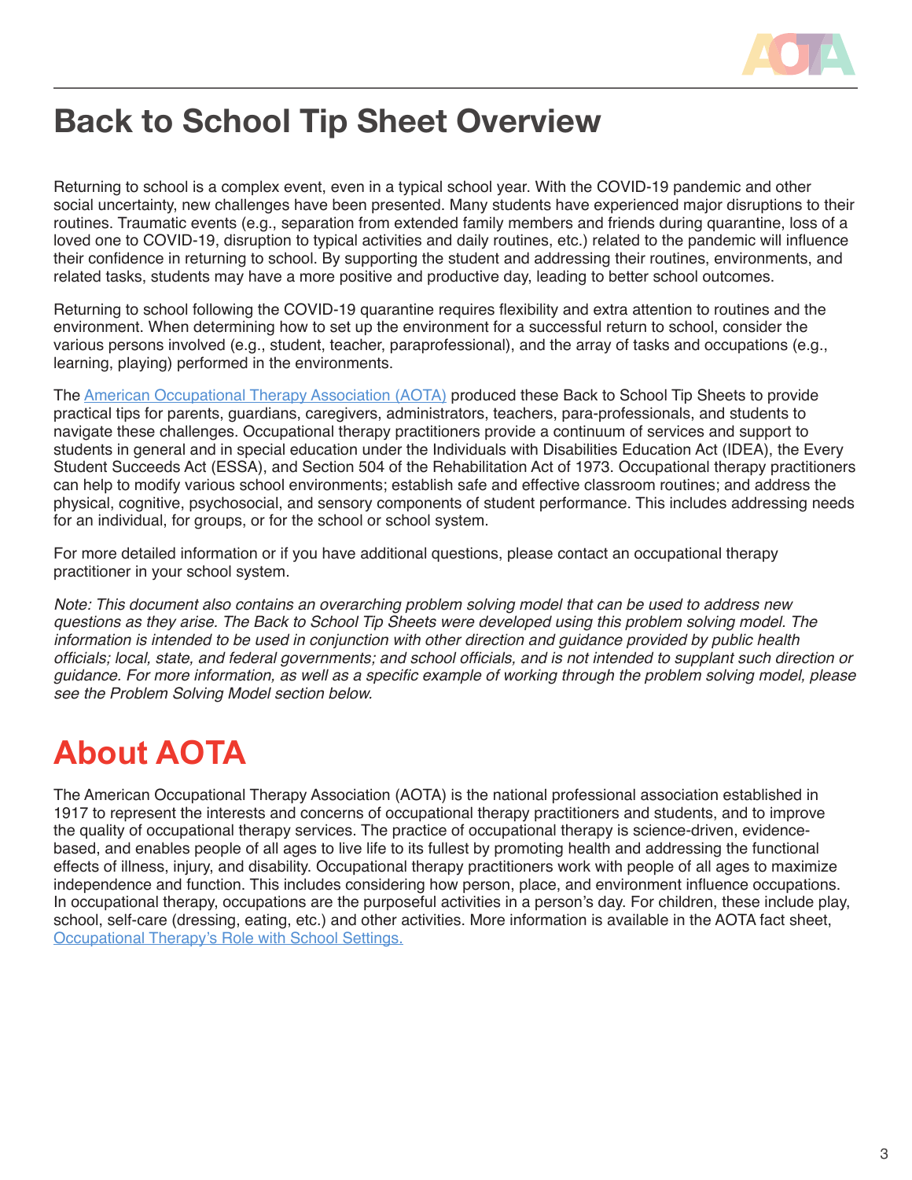# Back to School Tip Sheet Overview

Returning to school is a complex event, even in a typical school year. With the COVID-19 pandemic and other social uncertainty, new challenges have been presented. Many students have experienced major disruptions to their routines. Traumatic events (e.g., separation from extended family members and friends during quarantine, loss of a loved one to COVID-19, disruption to typical activities and daily routines, etc.) related to the pandemic will influence their confidence in returning to school. By supporting the student and addressing their routines, environments, and related tasks, students may have a more positive and productive day, leading to better school outcomes.

Returning to school following the COVID-19 quarantine requires flexibility and extra attention to routines and the environment. When determining how to set up the environment for a successful return to school, consider the various persons involved (e.g., student, teacher, paraprofessional), and the array of tasks and occupations (e.g., learning, playing) performed in the environments.

The [American Occupational Therapy Association (AOTA)](#) produced these Back to School Tip Sheets to provide practical tips for parents, guardians, caregivers, administrators, teachers, para-professionals, and students to navigate these challenges. Occupational therapy practitioners provide a continuum of services and support to students in general and in special education under the Individuals with Disabilities Education Act (IDEA), the Every Student Succeeds Act (ESSA), and Section 504 of the Rehabilitation Act of 1973. Occupational therapy practitioners can help to modify various school environments; establish safe and effective classroom routines; and address the physical, cognitive, psychosocial, and sensory components of student performance. This includes addressing needs for an individual, for groups, or for the school or school system.

For more detailed information or if you have additional questions, please contact an occupational therapy practitioner in your school system.

*Note: This document also contains an overarching problem solving model that can be used to address new questions as they arise. The Back to School Tip Sheets were developed using this problem solving model. The information is intended to be used in conjunction with other direction and guidance provided by public health officials; local, state, and federal governments; and school officials, and is not intended to supplant such direction or guidance. For more information, as well as a specific example of working through the problem solving model, please see the Problem Solving Model section below.*

# About AOTA

The American Occupational Therapy Association (AOTA) is the national professional association established in 1917 to represent the interests and concerns of occupational therapy practitioners and students, and to improve the quality of occupational therapy services. The practice of occupational therapy is science-driven, evidence-based, and enables people of all ages to live life to its fullest by promoting health and addressing the functional effects of illness, injury, and disability. Occupational therapy practitioners work with people of all ages to maximize independence and function. This includes considering how person, place, and environment influence occupations. In occupational therapy, occupations are the purposeful activities in a person's day. For children, these include play, school, self-care (dressing, eating, etc.) and other activities. More information is available in the AOTA fact sheet, [Occupational Therapy's Role with School Settings.](#)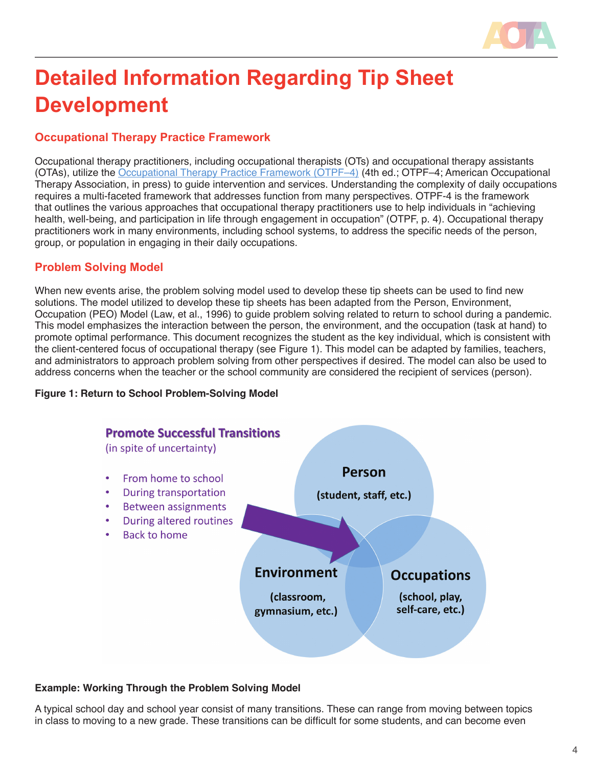# Detailed Information Regarding Tip Sheet Development

## Occupational Therapy Practice Framework

Occupational therapy practitioners, including occupational therapists (OTs) and occupational therapy assistants (OTAs), utilize the [Occupational Therapy Practice Framework (OTPF–4)](#) (4th ed.; OTPF–4; American Occupational Therapy Association, in press) to guide intervention and services. Understanding the complexity of daily occupations requires a multi-faceted framework that addresses function from many perspectives. OTPF-4 is the framework that outlines the various approaches that occupational therapy practitioners use to help individuals in "achieving health, well-being, and participation in life through engagement in occupation" (OTPF, p. 4). Occupational therapy practitioners work in many environments, including school systems, to address the specific needs of the person, group, or population in engaging in their daily occupations.

## Problem Solving Model

When new events arise, the problem solving model used to develop these tip sheets can be used to find new solutions. The model utilized to develop these tip sheets has been adapted from the Person, Environment, Occupation (PEO) Model (Law, et al., 1996) to guide problem solving related to return to school during a pandemic. This model emphasizes the interaction between the person, the environment, and the occupation (task at hand) to promote optimal performance. This document recognizes the student as the key individual, which is consistent with the client-centered focus of occupational therapy (see Figure 1). This model can be adapted by families, teachers, and administrators to approach problem solving from other perspectives if desired. The model can also be used to address concerns when the teacher or the school community are considered the recipient of services (person).

**Figure 1: Return to School Problem-Solving Model**

Promote Successful Transitions
(in spite of uncertainty)

- From home to school
- During transportation
- Between assignments
- During altered routines
- Back to home

Person
(student, staff, etc.)

Environment
(classroom, gymnasium, etc.)

Occupations
(school, play, self-care, etc.)

**Example: Working Through the Problem Solving Model**

A typical school day and school year consist of many transitions. These can range from moving between topics in class to moving to a new grade. These transitions can be difficult for some students, and can become even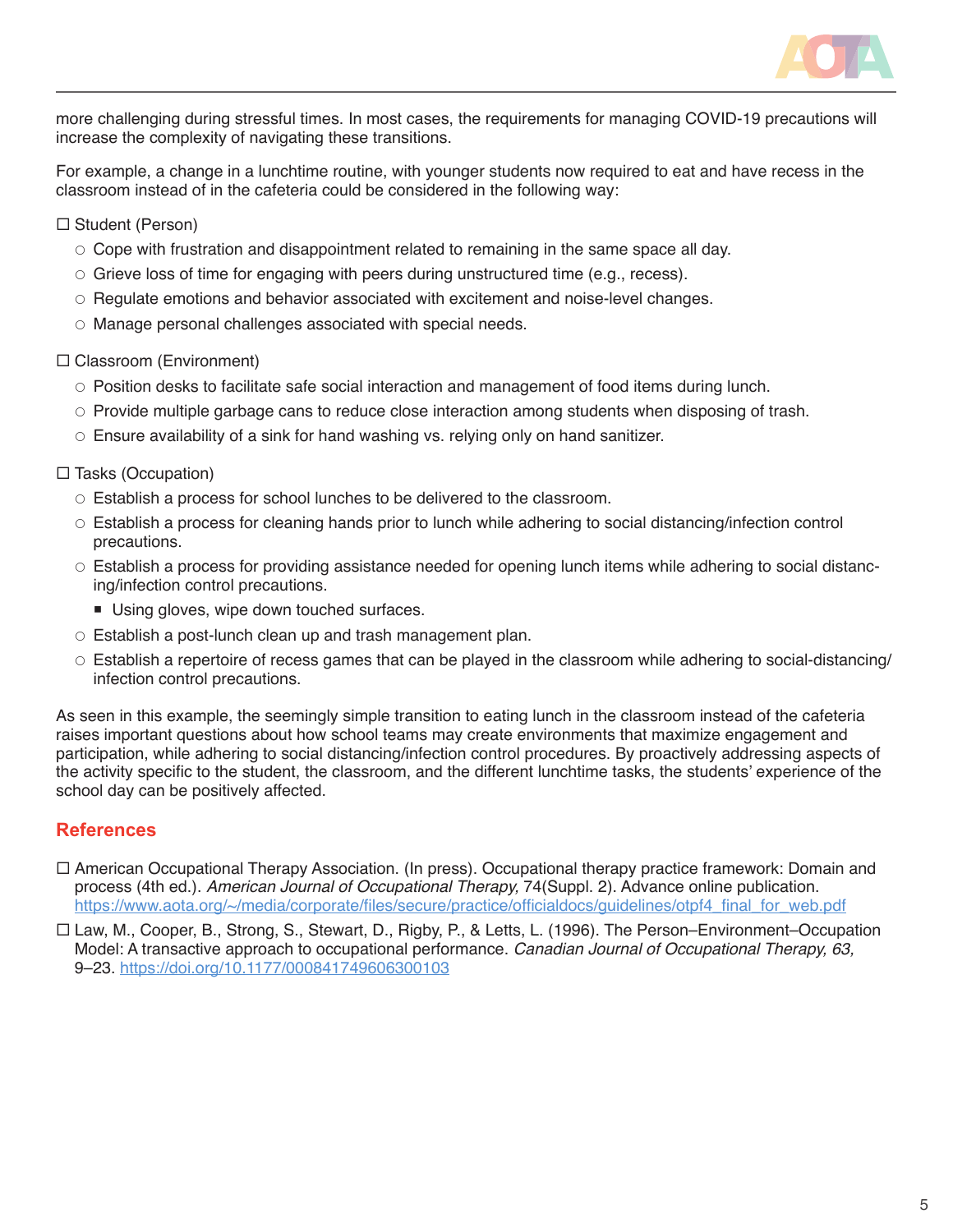more challenging during stressful times. In most cases, the requirements for managing COVID-19 precautions will increase the complexity of navigating these transitions.

For example, a change in a lunchtime routine, with younger students now required to eat and have recess in the classroom instead of in the cafeteria could be considered in the following way:

- ☐ Student (Person)
  - ○ Cope with frustration and disappointment related to remaining in the same space all day.
  - ○ Grieve loss of time for engaging with peers during unstructured time (e.g., recess).
  - ○ Regulate emotions and behavior associated with excitement and noise-level changes.
  - ○ Manage personal challenges associated with special needs.

- ☐ Classroom (Environment)
  - ○ Position desks to facilitate safe social interaction and management of food items during lunch.
  - ○ Provide multiple garbage cans to reduce close interaction among students when disposing of trash.
  - ○ Ensure availability of a sink for hand washing vs. relying only on hand sanitizer.

- ☐ Tasks (Occupation)
  - ○ Establish a process for school lunches to be delivered to the classroom.
  - ○ Establish a process for cleaning hands prior to lunch while adhering to social distancing/infection control precautions.
  - ○ Establish a process for providing assistance needed for opening lunch items while adhering to social distancing/infection control precautions.
    - ■ Using gloves, wipe down touched surfaces.
  - ○ Establish a post-lunch clean up and trash management plan.
  - ○ Establish a repertoire of recess games that can be played in the classroom while adhering to social-distancing/infection control precautions.

As seen in this example, the seemingly simple transition to eating lunch in the classroom instead of the cafeteria raises important questions about how school teams may create environments that maximize engagement and participation, while adhering to social distancing/infection control procedures. By proactively addressing aspects of the activity specific to the student, the classroom, and the different lunchtime tasks, the students' experience of the school day can be positively affected.

## References

- ☐ American Occupational Therapy Association. (In press). Occupational therapy practice framework: Domain and process (4th ed.). *American Journal of Occupational Therapy,* 74(Suppl. 2). Advance online publication. https://www.aota.org/~/media/corporate/files/secure/practice/officialdocs/guidelines/otpf4_final_for_web.pdf
- ☐ Law, M., Cooper, B., Strong, S., Stewart, D., Rigby, P., & Letts, L. (1996). The Person–Environment–Occupation Model: A transactive approach to occupational performance. *Canadian Journal of Occupational Therapy, 63,* 9–23. https://doi.org/10.1177/000841749606300103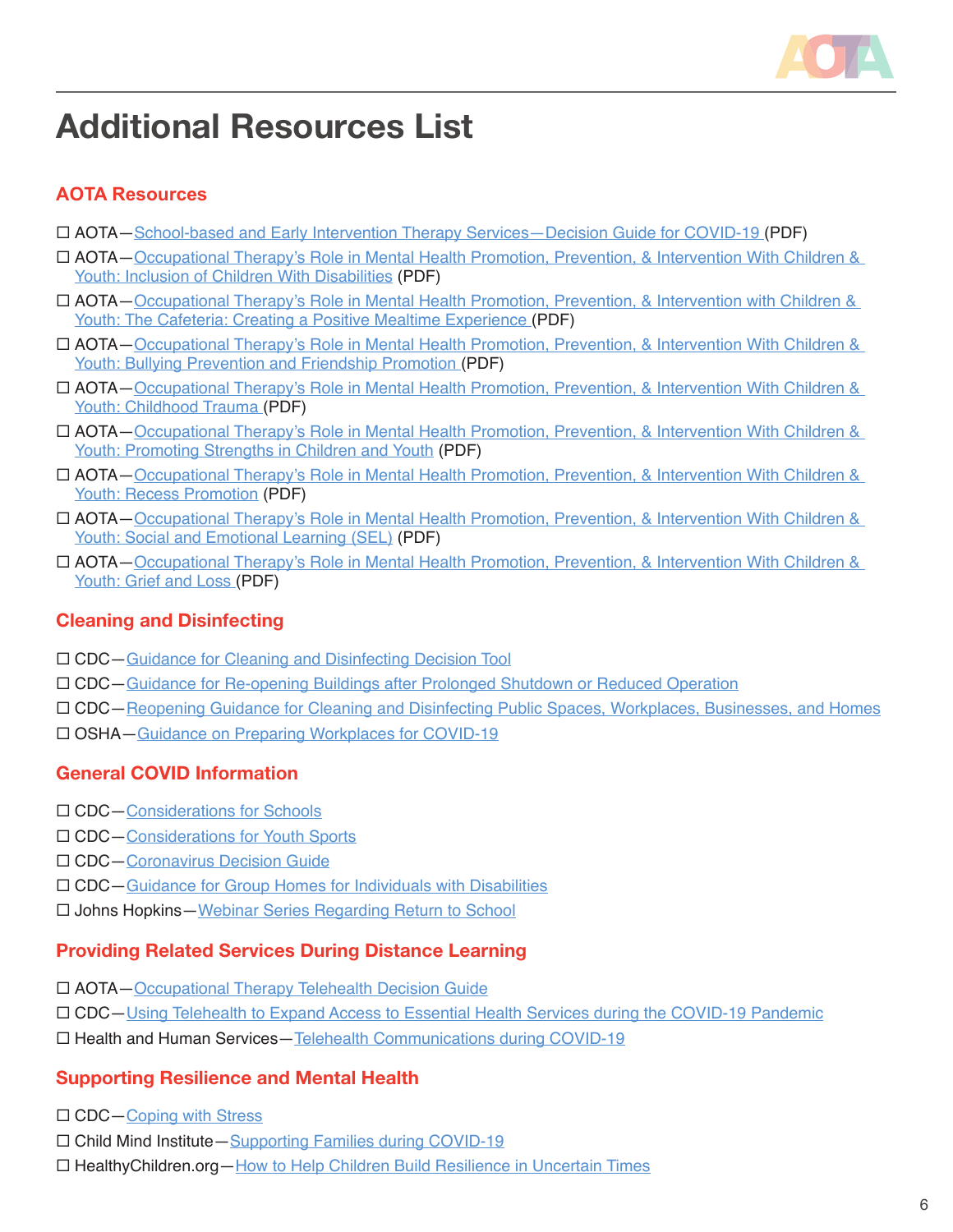# Additional Resources List

## AOTA Resources

- ☐ AOTA—School-based and Early Intervention Therapy Services—Decision Guide for COVID-19 (PDF)
- ☐ AOTA—Occupational Therapy's Role in Mental Health Promotion, Prevention, & Intervention With Children & Youth: Inclusion of Children With Disabilities (PDF)
- ☐ AOTA—Occupational Therapy's Role in Mental Health Promotion, Prevention, & Intervention with Children & Youth: The Cafeteria: Creating a Positive Mealtime Experience (PDF)
- ☐ AOTA—Occupational Therapy's Role in Mental Health Promotion, Prevention, & Intervention With Children & Youth: Bullying Prevention and Friendship Promotion (PDF)
- ☐ AOTA—Occupational Therapy's Role in Mental Health Promotion, Prevention, & Intervention With Children & Youth: Childhood Trauma (PDF)
- ☐ AOTA—Occupational Therapy's Role in Mental Health Promotion, Prevention, & Intervention With Children & Youth: Promoting Strengths in Children and Youth (PDF)
- ☐ AOTA—Occupational Therapy's Role in Mental Health Promotion, Prevention, & Intervention With Children & Youth: Recess Promotion (PDF)
- ☐ AOTA—Occupational Therapy's Role in Mental Health Promotion, Prevention, & Intervention With Children & Youth: Social and Emotional Learning (SEL) (PDF)
- ☐ AOTA—Occupational Therapy's Role in Mental Health Promotion, Prevention, & Intervention With Children & Youth: Grief and Loss (PDF)

## Cleaning and Disinfecting

- ☐ CDC—Guidance for Cleaning and Disinfecting Decision Tool
- ☐ CDC—Guidance for Re-opening Buildings after Prolonged Shutdown or Reduced Operation
- ☐ CDC—Reopening Guidance for Cleaning and Disinfecting Public Spaces, Workplaces, Businesses, and Homes
- ☐ OSHA—Guidance on Preparing Workplaces for COVID-19

## General COVID Information

- ☐ CDC—Considerations for Schools
- ☐ CDC—Considerations for Youth Sports
- ☐ CDC—Coronavirus Decision Guide
- ☐ CDC—Guidance for Group Homes for Individuals with Disabilities
- ☐ Johns Hopkins—Webinar Series Regarding Return to School

## Providing Related Services During Distance Learning

- ☐ AOTA—Occupational Therapy Telehealth Decision Guide
- ☐ CDC—Using Telehealth to Expand Access to Essential Health Services during the COVID-19 Pandemic
- ☐ Health and Human Services—Telehealth Communications during COVID-19

## Supporting Resilience and Mental Health

- ☐ CDC—Coping with Stress
- ☐ Child Mind Institute—Supporting Families during COVID-19
- ☐ HealthyChildren.org—How to Help Children Build Resilience in Uncertain Times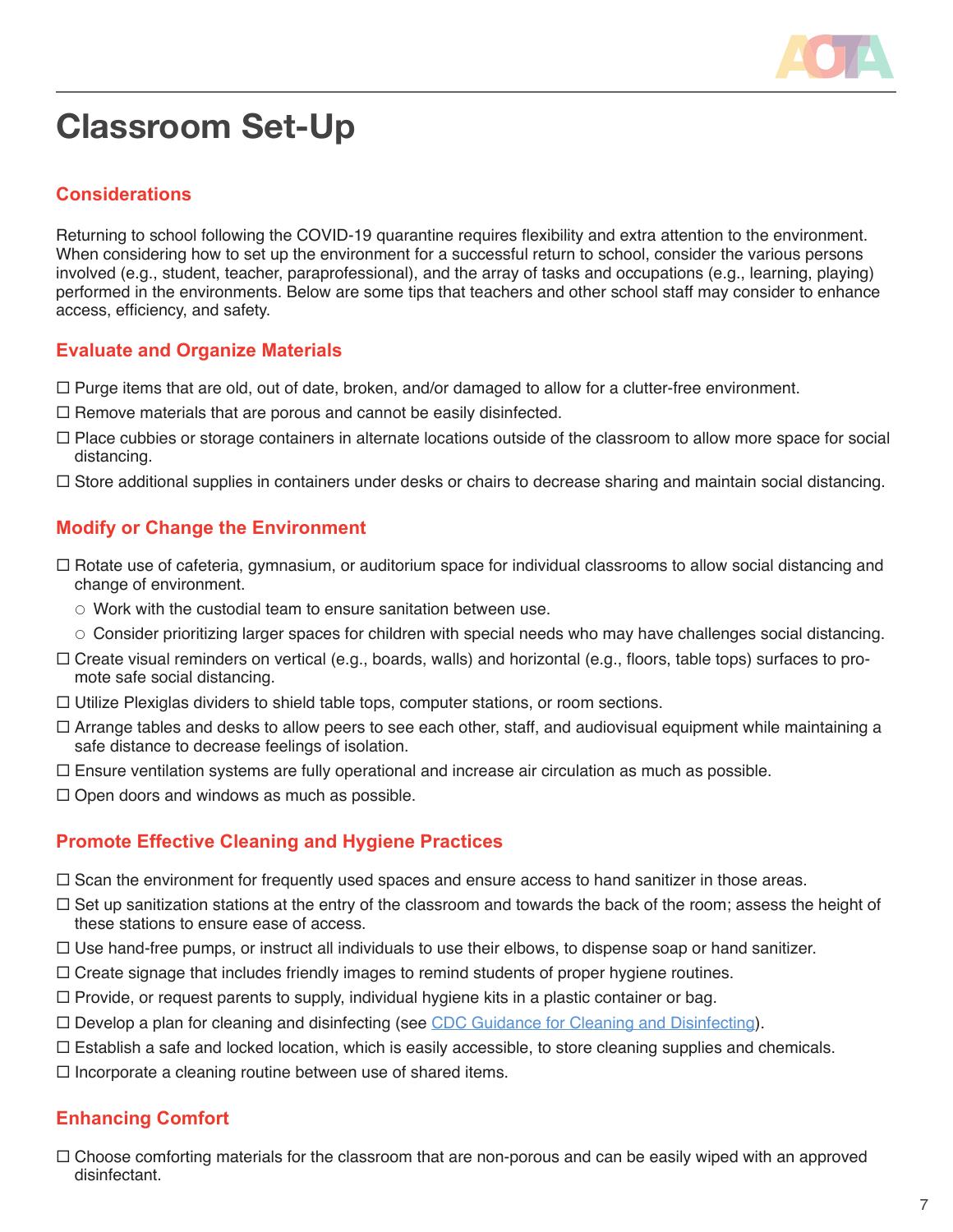# Classroom Set-Up

## Considerations

Returning to school following the COVID-19 quarantine requires flexibility and extra attention to the environment. When considering how to set up the environment for a successful return to school, consider the various persons involved (e.g., student, teacher, paraprofessional), and the array of tasks and occupations (e.g., learning, playing) performed in the environments. Below are some tips that teachers and other school staff may consider to enhance access, efficiency, and safety.

## Evaluate and Organize Materials

- ☐ Purge items that are old, out of date, broken, and/or damaged to allow for a clutter-free environment.
- ☐ Remove materials that are porous and cannot be easily disinfected.
- ☐ Place cubbies or storage containers in alternate locations outside of the classroom to allow more space for social distancing.
- ☐ Store additional supplies in containers under desks or chairs to decrease sharing and maintain social distancing.

## Modify or Change the Environment

- ☐ Rotate use of cafeteria, gymnasium, or auditorium space for individual classrooms to allow social distancing and change of environment.
  - ○ Work with the custodial team to ensure sanitation between use.
  - ○ Consider prioritizing larger spaces for children with special needs who may have challenges social distancing.
- ☐ Create visual reminders on vertical (e.g., boards, walls) and horizontal (e.g., floors, table tops) surfaces to promote safe social distancing.
- ☐ Utilize Plexiglas dividers to shield table tops, computer stations, or room sections.
- ☐ Arrange tables and desks to allow peers to see each other, staff, and audiovisual equipment while maintaining a safe distance to decrease feelings of isolation.
- ☐ Ensure ventilation systems are fully operational and increase air circulation as much as possible.
- ☐ Open doors and windows as much as possible.

## Promote Effective Cleaning and Hygiene Practices

- ☐ Scan the environment for frequently used spaces and ensure access to hand sanitizer in those areas.
- ☐ Set up sanitization stations at the entry of the classroom and towards the back of the room; assess the height of these stations to ensure ease of access.
- ☐ Use hand-free pumps, or instruct all individuals to use their elbows, to dispense soap or hand sanitizer.
- ☐ Create signage that includes friendly images to remind students of proper hygiene routines.
- ☐ Provide, or request parents to supply, individual hygiene kits in a plastic container or bag.
- ☐ Develop a plan for cleaning and disinfecting (see CDC Guidance for Cleaning and Disinfecting).
- ☐ Establish a safe and locked location, which is easily accessible, to store cleaning supplies and chemicals.
- ☐ Incorporate a cleaning routine between use of shared items.

## Enhancing Comfort

- ☐ Choose comforting materials for the classroom that are non-porous and can be easily wiped with an approved disinfectant.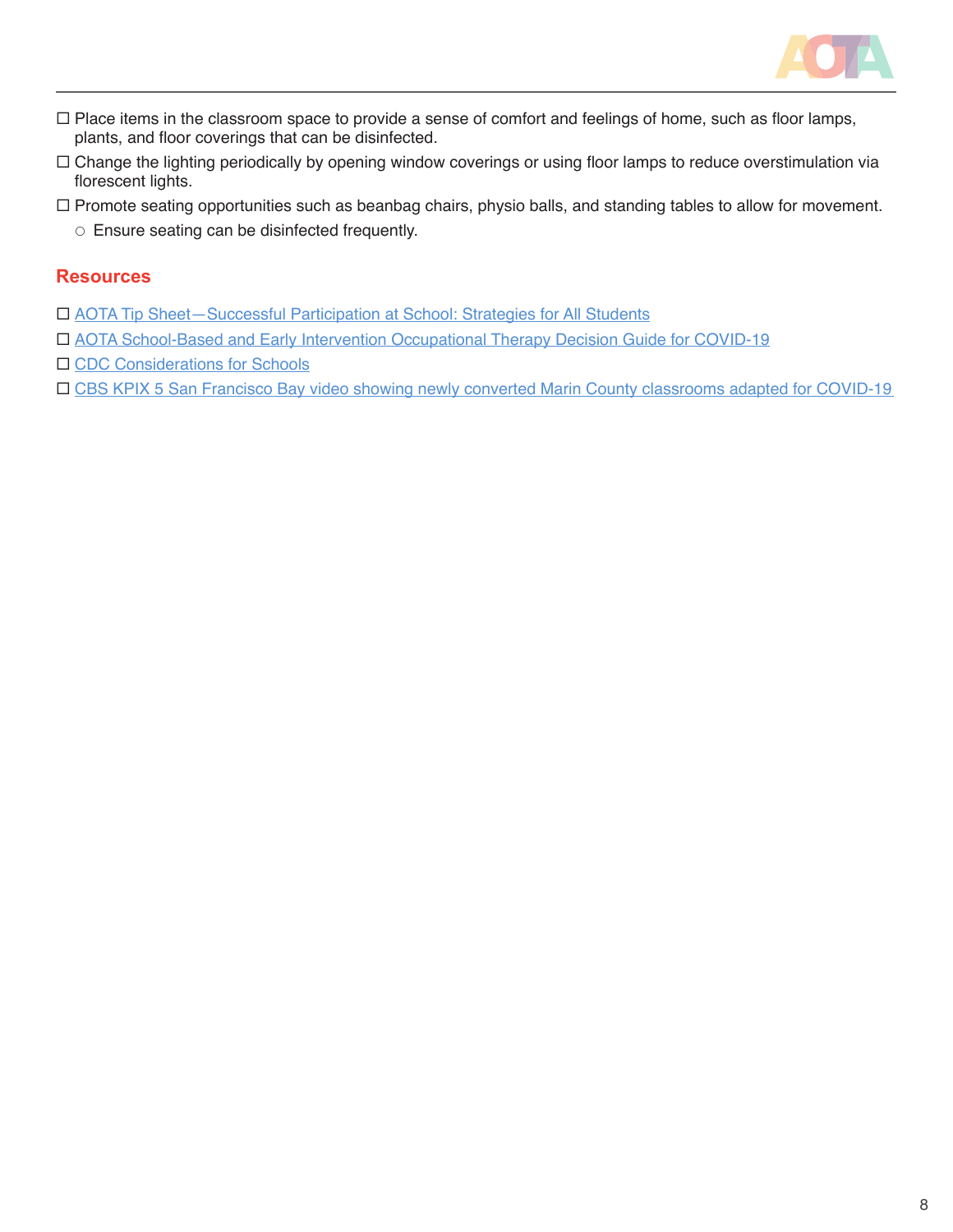- ☐ Place items in the classroom space to provide a sense of comfort and feelings of home, such as floor lamps, plants, and floor coverings that can be disinfected.
- ☐ Change the lighting periodically by opening window coverings or using floor lamps to reduce overstimulation via florescent lights.
- ☐ Promote seating opportunities such as beanbag chairs, physio balls, and standing tables to allow for movement.
  - Ensure seating can be disinfected frequently.

## Resources

- ☐ AOTA Tip Sheet—Successful Participation at School: Strategies for All Students
- ☐ AOTA School-Based and Early Intervention Occupational Therapy Decision Guide for COVID-19
- ☐ CDC Considerations for Schools
- ☐ CBS KPIX 5 San Francisco Bay video showing newly converted Marin County classrooms adapted for COVID-19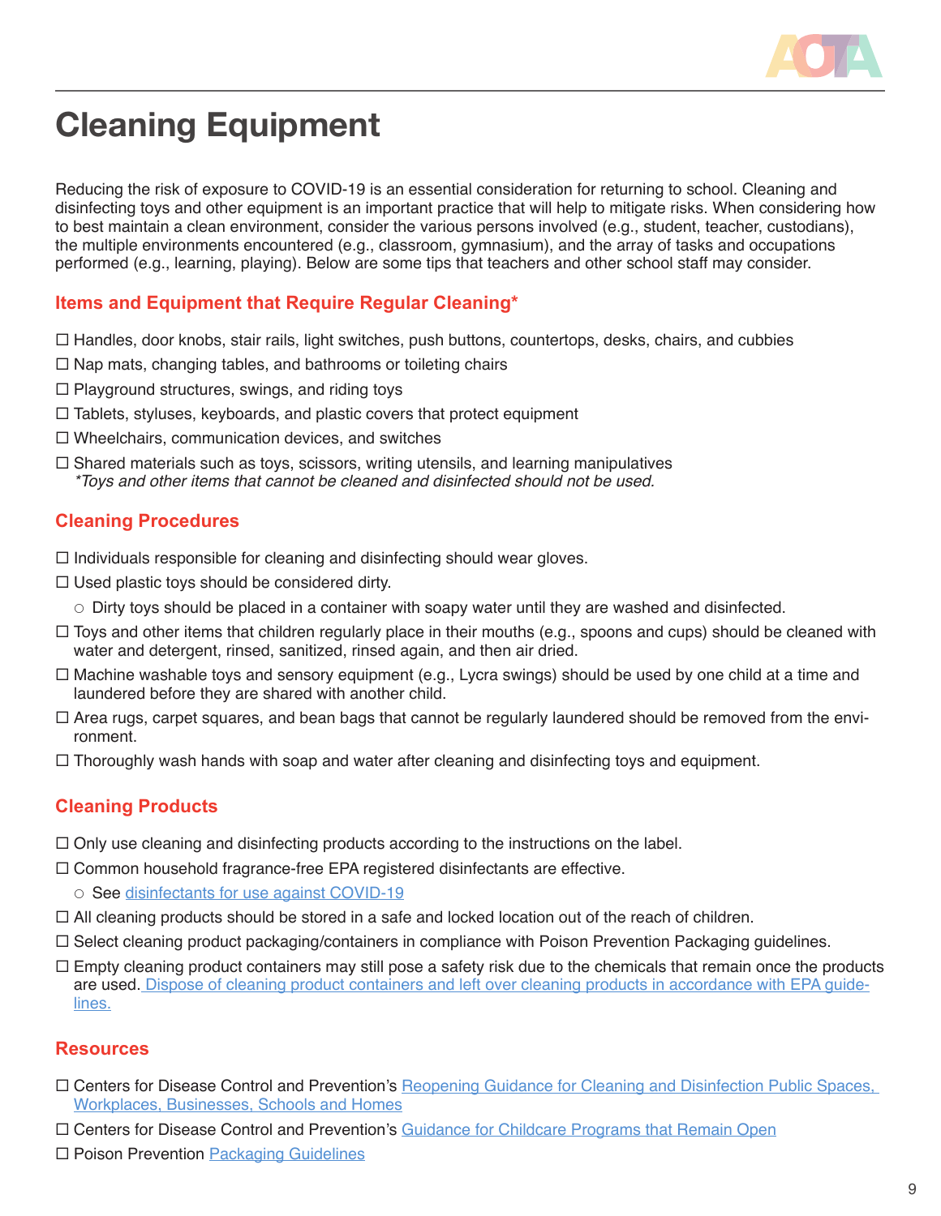# Cleaning Equipment

Reducing the risk of exposure to COVID-19 is an essential consideration for returning to school. Cleaning and disinfecting toys and other equipment is an important practice that will help to mitigate risks. When considering how to best maintain a clean environment, consider the various persons involved (e.g., student, teacher, custodians), the multiple environments encountered (e.g., classroom, gymnasium), and the array of tasks and occupations performed (e.g., learning, playing). Below are some tips that teachers and other school staff may consider.

## Items and Equipment that Require Regular Cleaning*

- ☐ Handles, door knobs, stair rails, light switches, push buttons, countertops, desks, chairs, and cubbies
- ☐ Nap mats, changing tables, and bathrooms or toileting chairs
- ☐ Playground structures, swings, and riding toys
- ☐ Tablets, styluses, keyboards, and plastic covers that protect equipment
- ☐ Wheelchairs, communication devices, and switches
- ☐ Shared materials such as toys, scissors, writing utensils, and learning manipulatives
  *\*Toys and other items that cannot be cleaned and disinfected should not be used.*

## Cleaning Procedures

- ☐ Individuals responsible for cleaning and disinfecting should wear gloves.
- ☐ Used plastic toys should be considered dirty.
  - ○ Dirty toys should be placed in a container with soapy water until they are washed and disinfected.
- ☐ Toys and other items that children regularly place in their mouths (e.g., spoons and cups) should be cleaned with water and detergent, rinsed, sanitized, rinsed again, and then air dried.
- ☐ Machine washable toys and sensory equipment (e.g., Lycra swings) should be used by one child at a time and laundered before they are shared with another child.
- ☐ Area rugs, carpet squares, and bean bags that cannot be regularly laundered should be removed from the environment.
- ☐ Thoroughly wash hands with soap and water after cleaning and disinfecting toys and equipment.

## Cleaning Products

- ☐ Only use cleaning and disinfecting products according to the instructions on the label.
- ☐ Common household fragrance-free EPA registered disinfectants are effective.
  - ○ See disinfectants for use against COVID-19
- ☐ All cleaning products should be stored in a safe and locked location out of the reach of children.
- ☐ Select cleaning product packaging/containers in compliance with Poison Prevention Packaging guidelines.
- ☐ Empty cleaning product containers may still pose a safety risk due to the chemicals that remain once the products are used. Dispose of cleaning product containers and left over cleaning products in accordance with EPA guidelines.

## Resources

- ☐ Centers for Disease Control and Prevention's Reopening Guidance for Cleaning and Disinfection Public Spaces, Workplaces, Businesses, Schools and Homes
- ☐ Centers for Disease Control and Prevention's Guidance for Childcare Programs that Remain Open
- ☐ Poison Prevention Packaging Guidelines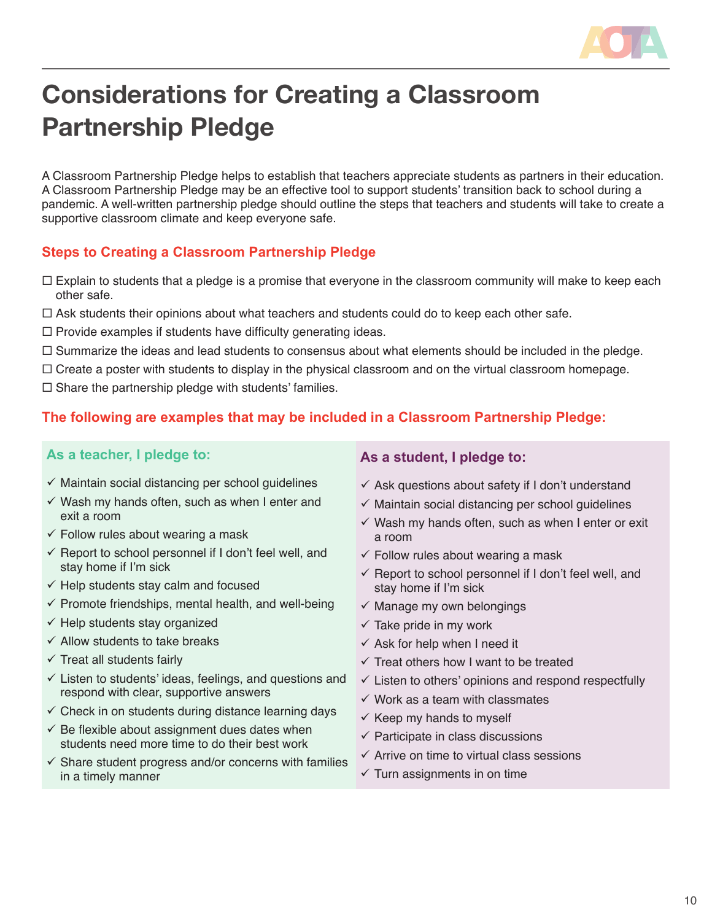# Considerations for Creating a Classroom Partnership Pledge

A Classroom Partnership Pledge helps to establish that teachers appreciate students as partners in their education. A Classroom Partnership Pledge may be an effective tool to support students' transition back to school during a pandemic. A well-written partnership pledge should outline the steps that teachers and students will take to create a supportive classroom climate and keep everyone safe.

## Steps to Creating a Classroom Partnership Pledge

- ☐ Explain to students that a pledge is a promise that everyone in the classroom community will make to keep each other safe.
- ☐ Ask students their opinions about what teachers and students could do to keep each other safe.
- ☐ Provide examples if students have difficulty generating ideas.
- ☐ Summarize the ideas and lead students to consensus about what elements should be included in the pledge.
- ☐ Create a poster with students to display in the physical classroom and on the virtual classroom homepage.
- ☐ Share the partnership pledge with students' families.

## The following are examples that may be included in a Classroom Partnership Pledge:

### As a teacher, I pledge to:

- ✓ Maintain social distancing per school guidelines
- ✓ Wash my hands often, such as when I enter and exit a room
- ✓ Follow rules about wearing a mask
- ✓ Report to school personnel if I don't feel well, and stay home if I'm sick
- ✓ Help students stay calm and focused
- ✓ Promote friendships, mental health, and well-being
- ✓ Help students stay organized
- ✓ Allow students to take breaks
- ✓ Treat all students fairly
- ✓ Listen to students' ideas, feelings, and questions and respond with clear, supportive answers
- ✓ Check in on students during distance learning days
- ✓ Be flexible about assignment dues dates when students need more time to do their best work
- ✓ Share student progress and/or concerns with families in a timely manner

### As a student, I pledge to:

- ✓ Ask questions about safety if I don't understand
- ✓ Maintain social distancing per school guidelines
- ✓ Wash my hands often, such as when I enter or exit a room
- ✓ Follow rules about wearing a mask
- ✓ Report to school personnel if I don't feel well, and stay home if I'm sick
- ✓ Manage my own belongings
- ✓ Take pride in my work
- ✓ Ask for help when I need it
- ✓ Treat others how I want to be treated
- ✓ Listen to others' opinions and respond respectfully
- ✓ Work as a team with classmates
- ✓ Keep my hands to myself
- ✓ Participate in class discussions
- ✓ Arrive on time to virtual class sessions
- ✓ Turn assignments in on time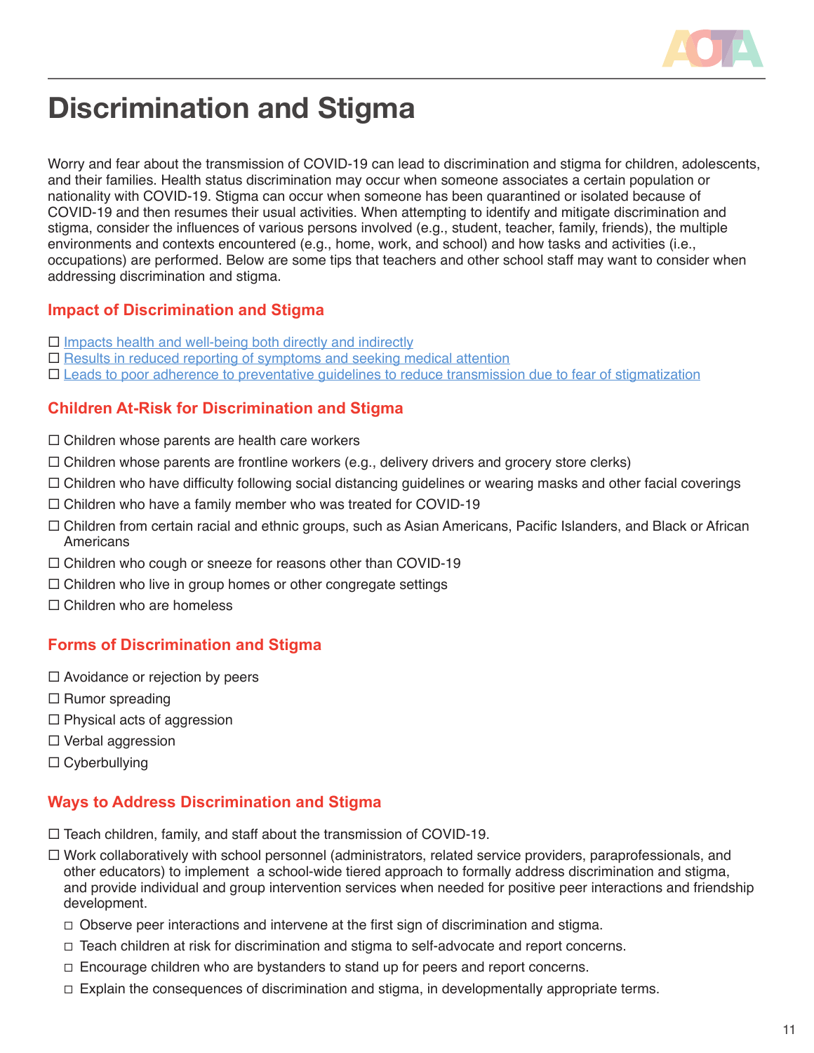# Discrimination and Stigma

Worry and fear about the transmission of COVID-19 can lead to discrimination and stigma for children, adolescents, and their families. Health status discrimination may occur when someone associates a certain population or nationality with COVID-19. Stigma can occur when someone has been quarantined or isolated because of COVID-19 and then resumes their usual activities. When attempting to identify and mitigate discrimination and stigma, consider the influences of various persons involved (e.g., student, teacher, family, friends), the multiple environments and contexts encountered (e.g., home, work, and school) and how tasks and activities (i.e., occupations) are performed. Below are some tips that teachers and other school staff may want to consider when addressing discrimination and stigma.

## Impact of Discrimination and Stigma

- ☐ Impacts health and well-being both directly and indirectly
- ☐ Results in reduced reporting of symptoms and seeking medical attention
- ☐ Leads to poor adherence to preventative guidelines to reduce transmission due to fear of stigmatization

## Children At-Risk for Discrimination and Stigma

- ☐ Children whose parents are health care workers
- ☐ Children whose parents are frontline workers (e.g., delivery drivers and grocery store clerks)
- ☐ Children who have difficulty following social distancing guidelines or wearing masks and other facial coverings
- ☐ Children who have a family member who was treated for COVID-19
- ☐ Children from certain racial and ethnic groups, such as Asian Americans, Pacific Islanders, and Black or African Americans
- ☐ Children who cough or sneeze for reasons other than COVID-19
- ☐ Children who live in group homes or other congregate settings
- ☐ Children who are homeless

## Forms of Discrimination and Stigma

- ☐ Avoidance or rejection by peers
- ☐ Rumor spreading
- ☐ Physical acts of aggression
- ☐ Verbal aggression
- ☐ Cyberbullying

## Ways to Address Discrimination and Stigma

- ☐ Teach children, family, and staff about the transmission of COVID-19.
- ☐ Work collaboratively with school personnel (administrators, related service providers, paraprofessionals, and other educators) to implement a school-wide tiered approach to formally address discrimination and stigma, and provide individual and group intervention services when needed for positive peer interactions and friendship development.
  - ☐ Observe peer interactions and intervene at the first sign of discrimination and stigma.
  - ☐ Teach children at risk for discrimination and stigma to self-advocate and report concerns.
  - ☐ Encourage children who are bystanders to stand up for peers and report concerns.
  - ☐ Explain the consequences of discrimination and stigma, in developmentally appropriate terms.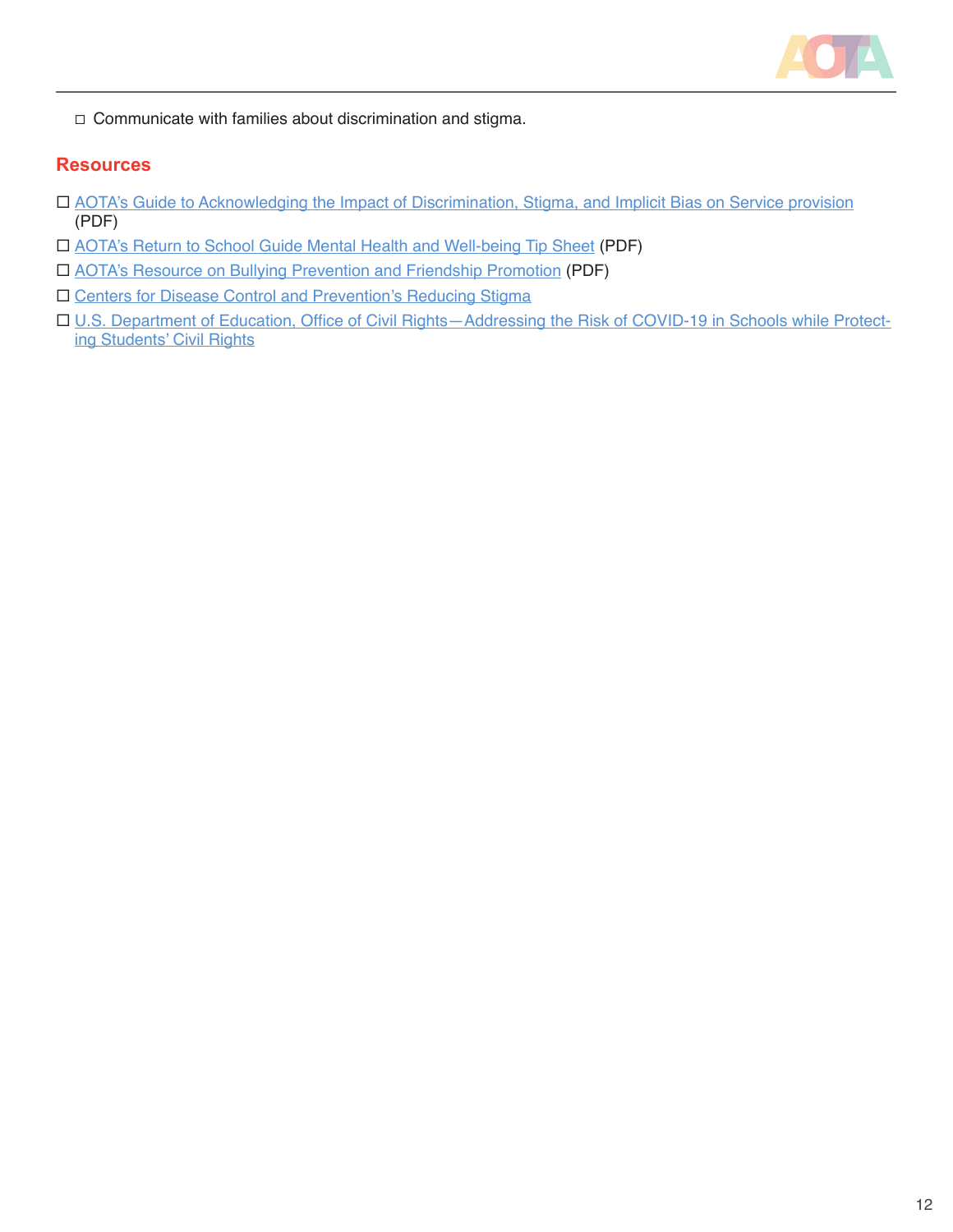- ☐ Communicate with families about discrimination and stigma.

## Resources

- ☐ AOTA's Guide to Acknowledging the Impact of Discrimination, Stigma, and Implicit Bias on Service provision (PDF)
- ☐ AOTA's Return to School Guide Mental Health and Well-being Tip Sheet (PDF)
- ☐ AOTA's Resource on Bullying Prevention and Friendship Promotion (PDF)
- ☐ Centers for Disease Control and Prevention's Reducing Stigma
- ☐ U.S. Department of Education, Office of Civil Rights—Addressing the Risk of COVID-19 in Schools while Protecting Students' Civil Rights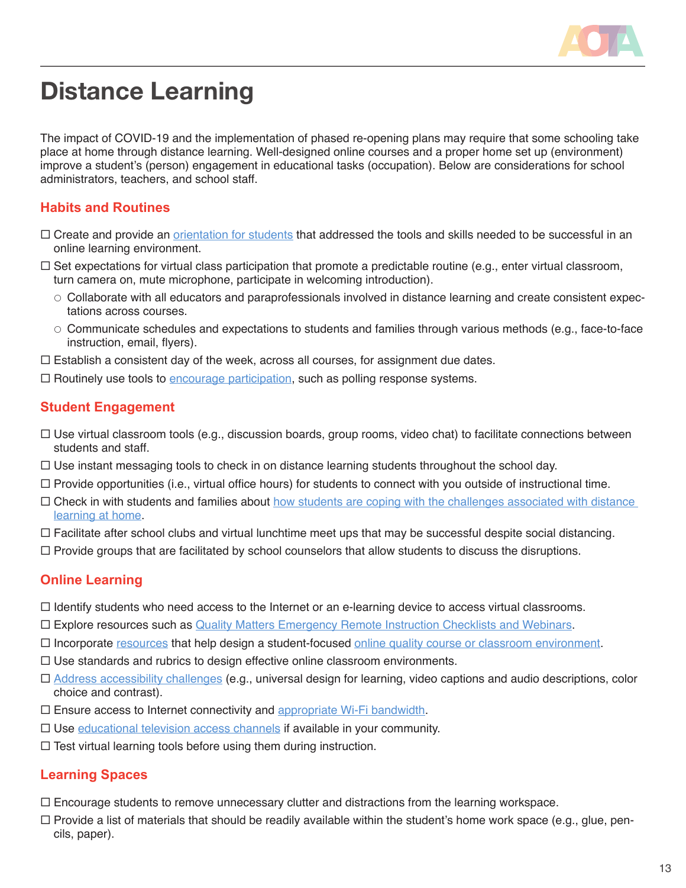# Distance Learning

The impact of COVID-19 and the implementation of phased re-opening plans may require that some schooling take place at home through distance learning. Well-designed online courses and a proper home set up (environment) improve a student's (person) engagement in educational tasks (occupation). Below are considerations for school administrators, teachers, and school staff.

## Habits and Routines

- ☐ Create and provide an orientation for students that addressed the tools and skills needed to be successful in an online learning environment.
- ☐ Set expectations for virtual class participation that promote a predictable routine (e.g., enter virtual classroom, turn camera on, mute microphone, participate in welcoming introduction).
  - ○ Collaborate with all educators and paraprofessionals involved in distance learning and create consistent expectations across courses.
  - ○ Communicate schedules and expectations to students and families through various methods (e.g., face-to-face instruction, email, flyers).
- ☐ Establish a consistent day of the week, across all courses, for assignment due dates.
- ☐ Routinely use tools to encourage participation, such as polling response systems.

## Student Engagement

- ☐ Use virtual classroom tools (e.g., discussion boards, group rooms, video chat) to facilitate connections between students and staff.
- ☐ Use instant messaging tools to check in on distance learning students throughout the school day.
- ☐ Provide opportunities (i.e., virtual office hours) for students to connect with you outside of instructional time.
- ☐ Check in with students and families about how students are coping with the challenges associated with distance learning at home.
- ☐ Facilitate after school clubs and virtual lunchtime meet ups that may be successful despite social distancing.
- ☐ Provide groups that are facilitated by school counselors that allow students to discuss the disruptions.

## Online Learning

- ☐ Identify students who need access to the Internet or an e-learning device to access virtual classrooms.
- ☐ Explore resources such as Quality Matters Emergency Remote Instruction Checklists and Webinars.
- ☐ Incorporate resources that help design a student-focused online quality course or classroom environment.
- ☐ Use standards and rubrics to design effective online classroom environments.
- ☐ Address accessibility challenges (e.g., universal design for learning, video captions and audio descriptions, color choice and contrast).
- ☐ Ensure access to Internet connectivity and appropriate Wi-Fi bandwidth.
- ☐ Use educational television access channels if available in your community.
- ☐ Test virtual learning tools before using them during instruction.

## Learning Spaces

- ☐ Encourage students to remove unnecessary clutter and distractions from the learning workspace.
- ☐ Provide a list of materials that should be readily available within the student's home work space (e.g., glue, pencils, paper).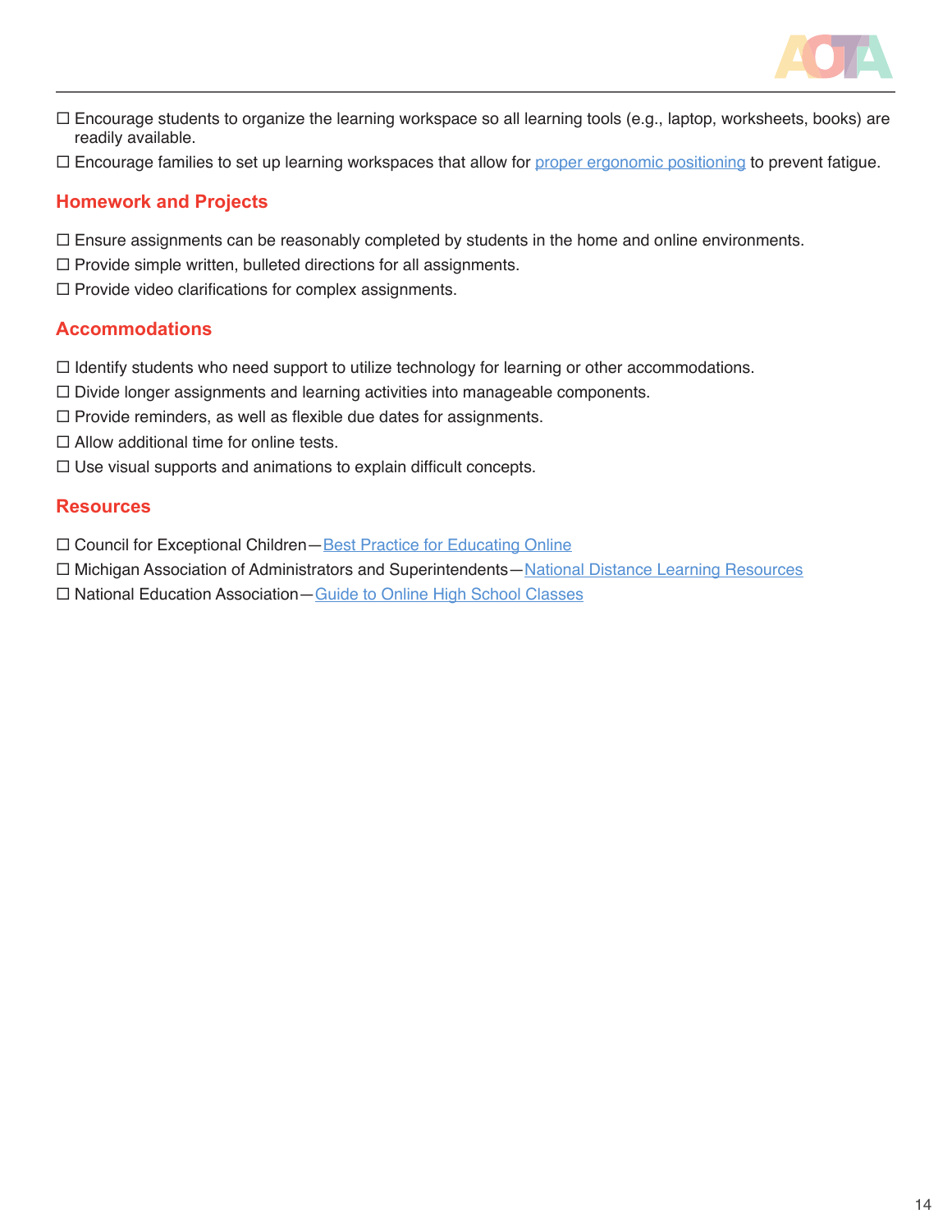☐ Encourage students to organize the learning workspace so all learning tools (e.g., laptop, worksheets, books) are readily available.

☐ Encourage families to set up learning workspaces that allow for proper ergonomic positioning to prevent fatigue.

## Homework and Projects

☐ Ensure assignments can be reasonably completed by students in the home and online environments.

☐ Provide simple written, bulleted directions for all assignments.

☐ Provide video clarifications for complex assignments.

## Accommodations

☐ Identify students who need support to utilize technology for learning or other accommodations.

☐ Divide longer assignments and learning activities into manageable components.

☐ Provide reminders, as well as flexible due dates for assignments.

☐ Allow additional time for online tests.

☐ Use visual supports and animations to explain difficult concepts.

## Resources

☐ Council for Exceptional Children—Best Practice for Educating Online

☐ Michigan Association of Administrators and Superintendents—National Distance Learning Resources

☐ National Education Association—Guide to Online High School Classes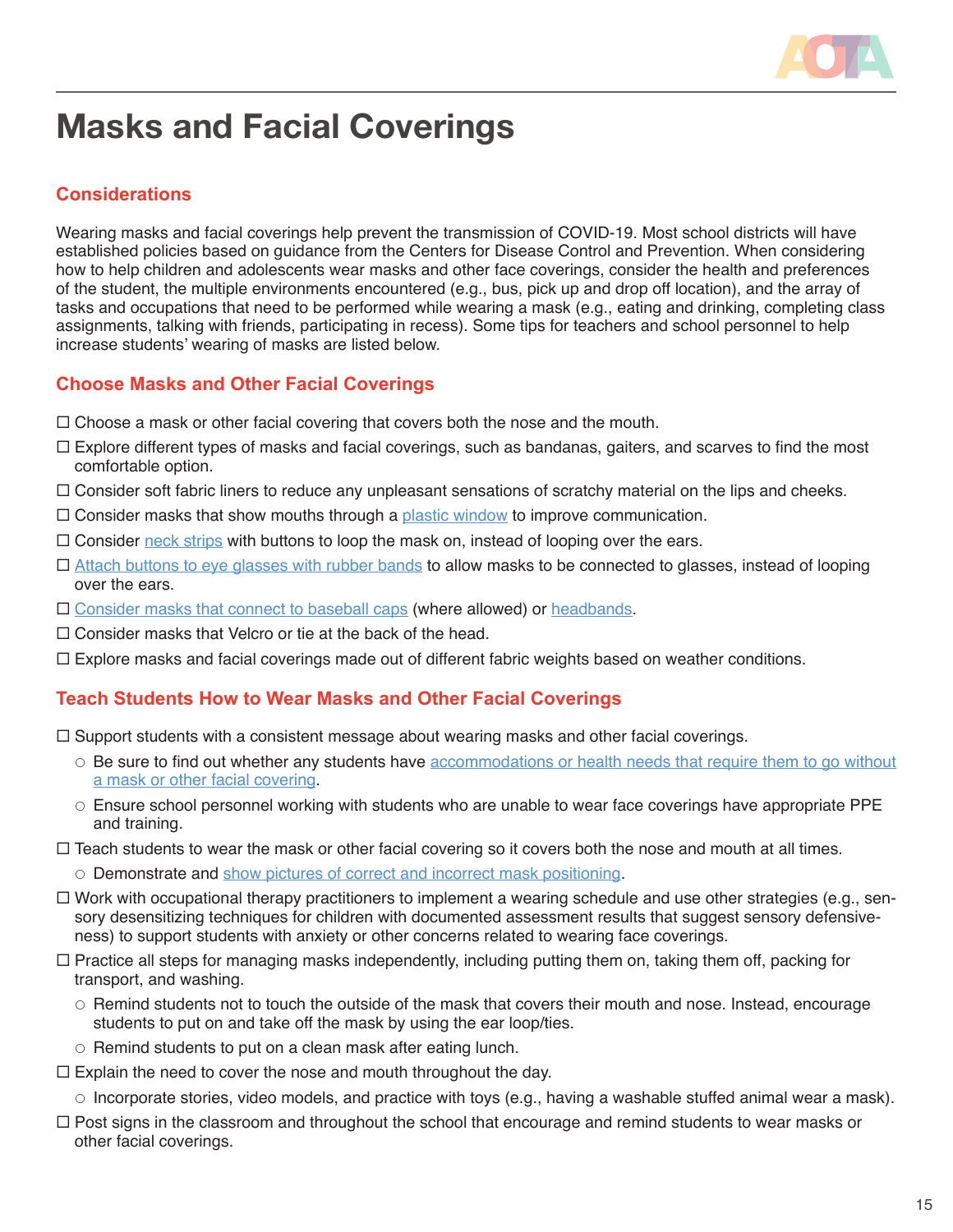# Masks and Facial Coverings

## Considerations

Wearing masks and facial coverings help prevent the transmission of COVID-19. Most school districts will have established policies based on guidance from the Centers for Disease Control and Prevention. When considering how to help children and adolescents wear masks and other face coverings, consider the health and preferences of the student, the multiple environments encountered (e.g., bus, pick up and drop off location), and the array of tasks and occupations that need to be performed while wearing a mask (e.g., eating and drinking, completing class assignments, talking with friends, participating in recess). Some tips for teachers and school personnel to help increase students' wearing of masks are listed below.

## Choose Masks and Other Facial Coverings

- ☐ Choose a mask or other facial covering that covers both the nose and the mouth.
- ☐ Explore different types of masks and facial coverings, such as bandanas, gaiters, and scarves to find the most comfortable option.
- ☐ Consider soft fabric liners to reduce any unpleasant sensations of scratchy material on the lips and cheeks.
- ☐ Consider masks that show mouths through a plastic window to improve communication.
- ☐ Consider neck strips with buttons to loop the mask on, instead of looping over the ears.
- ☐ Attach buttons to eye glasses with rubber bands to allow masks to be connected to glasses, instead of looping over the ears.
- ☐ Consider masks that connect to baseball caps (where allowed) or headbands.
- ☐ Consider masks that Velcro or tie at the back of the head.
- ☐ Explore masks and facial coverings made out of different fabric weights based on weather conditions.

## Teach Students How to Wear Masks and Other Facial Coverings

- ☐ Support students with a consistent message about wearing masks and other facial coverings.
  - ○ Be sure to find out whether any students have accommodations or health needs that require them to go without a mask or other facial covering.
  - ○ Ensure school personnel working with students who are unable to wear face coverings have appropriate PPE and training.
- ☐ Teach students to wear the mask or other facial covering so it covers both the nose and mouth at all times.
  - ○ Demonstrate and show pictures of correct and incorrect mask positioning.
- ☐ Work with occupational therapy practitioners to implement a wearing schedule and use other strategies (e.g., sensory desensitizing techniques for children with documented assessment results that suggest sensory defensiveness) to support students with anxiety or other concerns related to wearing face coverings.
- ☐ Practice all steps for managing masks independently, including putting them on, taking them off, packing for transport, and washing.
  - ○ Remind students not to touch the outside of the mask that covers their mouth and nose. Instead, encourage students to put on and take off the mask by using the ear loop/ties.
  - ○ Remind students to put on a clean mask after eating lunch.
- ☐ Explain the need to cover the nose and mouth throughout the day.
  - ○ Incorporate stories, video models, and practice with toys (e.g., having a washable stuffed animal wear a mask).
- ☐ Post signs in the classroom and throughout the school that encourage and remind students to wear masks or other facial coverings.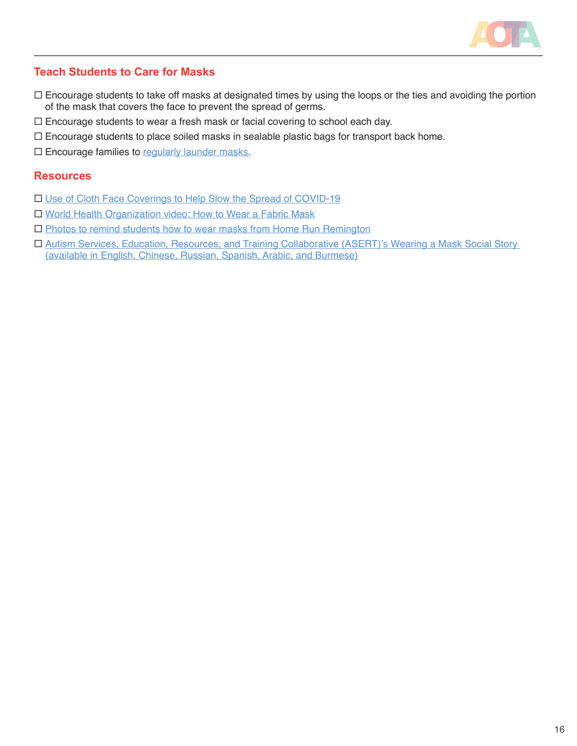## Teach Students to Care for Masks

- ☐ Encourage students to take off masks at designated times by using the loops or the ties and avoiding the portion of the mask that covers the face to prevent the spread of germs.
- ☐ Encourage students to wear a fresh mask or facial covering to school each day.
- ☐ Encourage students to place soiled masks in sealable plastic bags for transport back home.
- ☐ Encourage families to regularly launder masks.

## Resources

- ☐ Use of Cloth Face Coverings to Help Slow the Spread of COVID-19
- ☐ World Health Organization video: How to Wear a Fabric Mask
- ☐ Photos to remind students how to wear masks from Home Run Remington
- ☐ Autism Services, Education, Resources, and Training Collaborative (ASERT)'s Wearing a Mask Social Story (available in English, Chinese, Russian, Spanish, Arabic, and Burmese)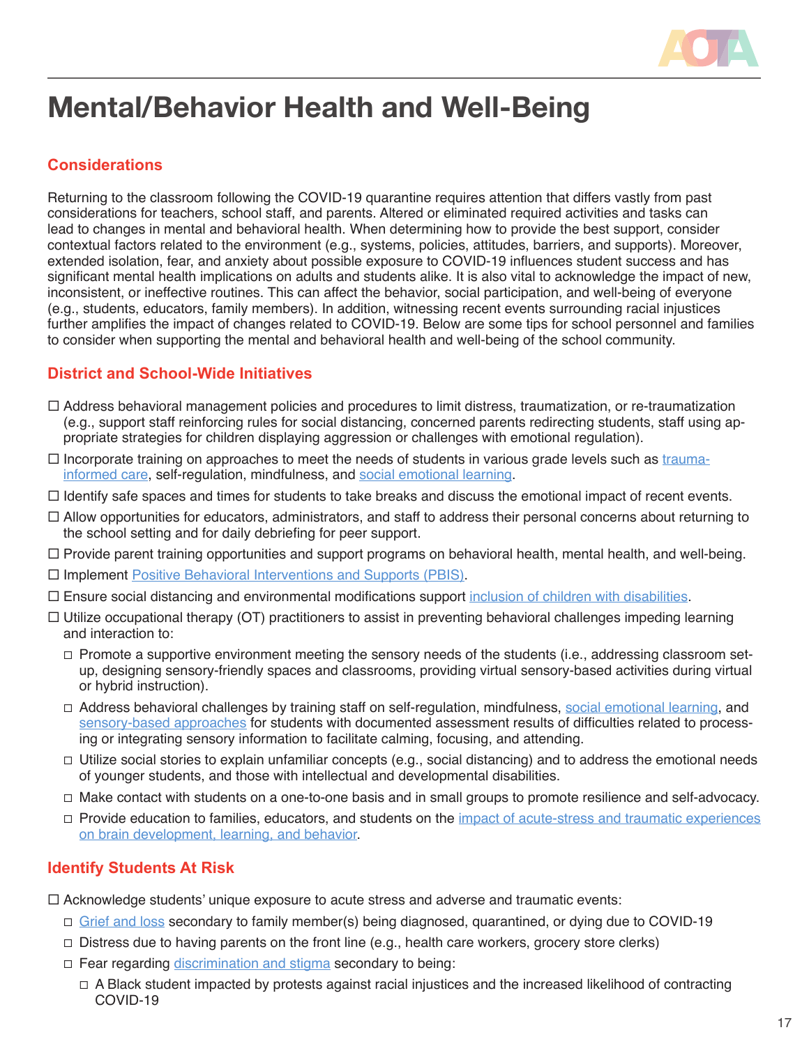# Mental/Behavior Health and Well-Being

## Considerations

Returning to the classroom following the COVID-19 quarantine requires attention that differs vastly from past considerations for teachers, school staff, and parents. Altered or eliminated required activities and tasks can lead to changes in mental and behavioral health. When determining how to provide the best support, consider contextual factors related to the environment (e.g., systems, policies, attitudes, barriers, and supports). Moreover, extended isolation, fear, and anxiety about possible exposure to COVID-19 influences student success and has significant mental health implications on adults and students alike. It is also vital to acknowledge the impact of new, inconsistent, or ineffective routines. This can affect the behavior, social participation, and well-being of everyone (e.g., students, educators, family members). In addition, witnessing recent events surrounding racial injustices further amplifies the impact of changes related to COVID-19. Below are some tips for school personnel and families to consider when supporting the mental and behavioral health and well-being of the school community.

## District and School-Wide Initiatives

- ☐ Address behavioral management policies and procedures to limit distress, traumatization, or re-traumatization (e.g., support staff reinforcing rules for social distancing, concerned parents redirecting students, staff using appropriate strategies for children displaying aggression or challenges with emotional regulation).
- ☐ Incorporate training on approaches to meet the needs of students in various grade levels such as trauma-informed care, self-regulation, mindfulness, and social emotional learning.
- ☐ Identify safe spaces and times for students to take breaks and discuss the emotional impact of recent events.
- ☐ Allow opportunities for educators, administrators, and staff to address their personal concerns about returning to the school setting and for daily debriefing for peer support.
- ☐ Provide parent training opportunities and support programs on behavioral health, mental health, and well-being.
- ☐ Implement Positive Behavioral Interventions and Supports (PBIS).
- ☐ Ensure social distancing and environmental modifications support inclusion of children with disabilities.
- ☐ Utilize occupational therapy (OT) practitioners to assist in preventing behavioral challenges impeding learning and interaction to:
  - ☐ Promote a supportive environment meeting the sensory needs of the students (i.e., addressing classroom set-up, designing sensory-friendly spaces and classrooms, providing virtual sensory-based activities during virtual or hybrid instruction).
  - ☐ Address behavioral challenges by training staff on self-regulation, mindfulness, social emotional learning, and sensory-based approaches for students with documented assessment results of difficulties related to processing or integrating sensory information to facilitate calming, focusing, and attending.
  - ☐ Utilize social stories to explain unfamiliar concepts (e.g., social distancing) and to address the emotional needs of younger students, and those with intellectual and developmental disabilities.
  - ☐ Make contact with students on a one-to-one basis and in small groups to promote resilience and self-advocacy.
  - ☐ Provide education to families, educators, and students on the impact of acute-stress and traumatic experiences on brain development, learning, and behavior.

## Identify Students At Risk

- ☐ Acknowledge students' unique exposure to acute stress and adverse and traumatic events:
  - ☐ Grief and loss secondary to family member(s) being diagnosed, quarantined, or dying due to COVID-19
  - ☐ Distress due to having parents on the front line (e.g., health care workers, grocery store clerks)
  - ☐ Fear regarding discrimination and stigma secondary to being:
    - ☐ A Black student impacted by protests against racial injustices and the increased likelihood of contracting COVID-19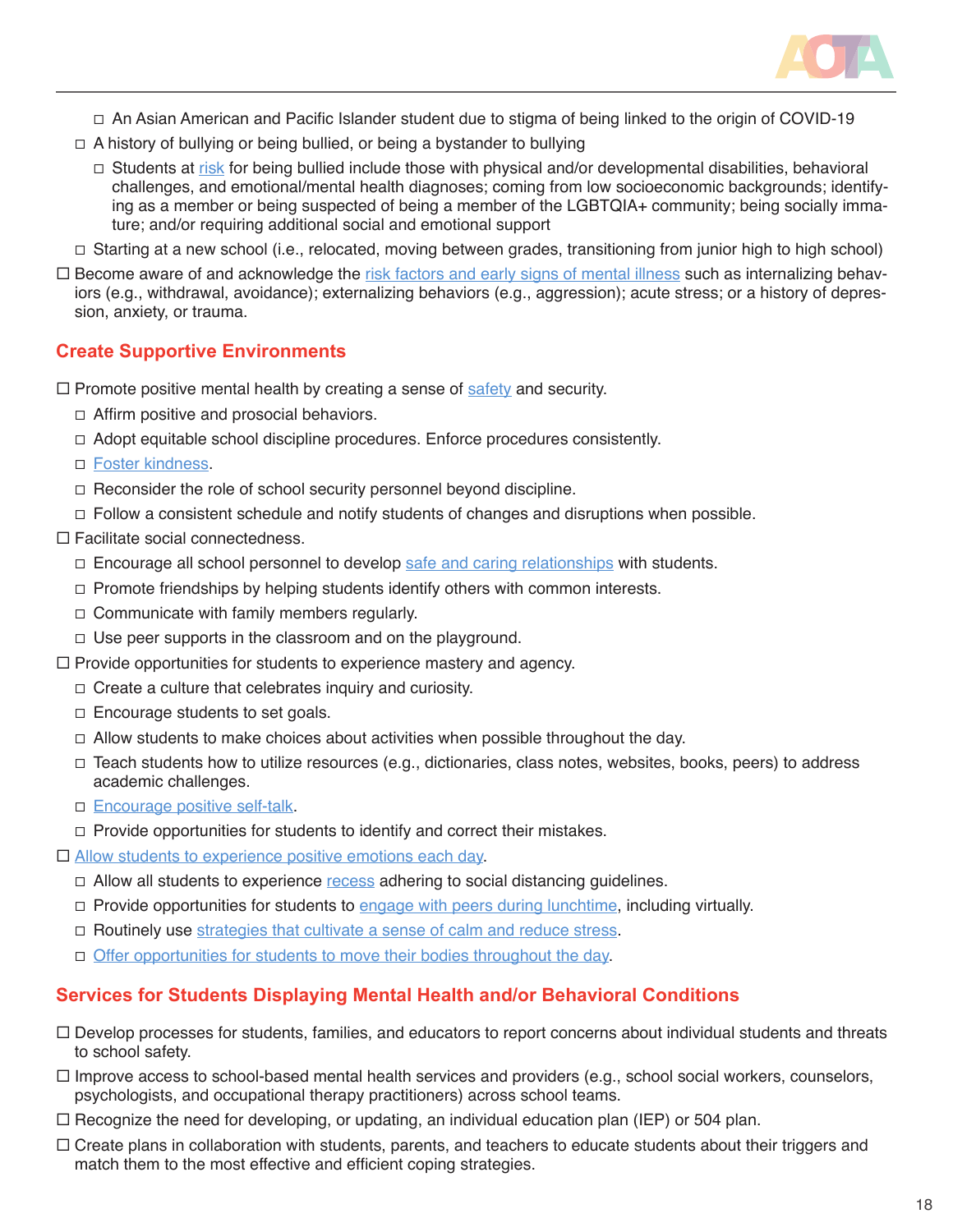- ☐ An Asian American and Pacific Islander student due to stigma of being linked to the origin of COVID-19
- ☐ A history of bullying or being bullied, or being a bystander to bullying
  - ☐ Students at risk for being bullied include those with physical and/or developmental disabilities, behavioral challenges, and emotional/mental health diagnoses; coming from low socioeconomic backgrounds; identifying as a member or being suspected of being a member of the LGBTQIA+ community; being socially immature; and/or requiring additional social and emotional support
- ☐ Starting at a new school (i.e., relocated, moving between grades, transitioning from junior high to high school)

☐ Become aware of and acknowledge the risk factors and early signs of mental illness such as internalizing behaviors (e.g., withdrawal, avoidance); externalizing behaviors (e.g., aggression); acute stress; or a history of depression, anxiety, or trauma.

## Create Supportive Environments

- ☐ Promote positive mental health by creating a sense of safety and security.
  - ☐ Affirm positive and prosocial behaviors.
  - ☐ Adopt equitable school discipline procedures. Enforce procedures consistently.
  - ☐ Foster kindness.
  - ☐ Reconsider the role of school security personnel beyond discipline.
  - ☐ Follow a consistent schedule and notify students of changes and disruptions when possible.
- ☐ Facilitate social connectedness.
  - ☐ Encourage all school personnel to develop safe and caring relationships with students.
  - ☐ Promote friendships by helping students identify others with common interests.
  - ☐ Communicate with family members regularly.
  - ☐ Use peer supports in the classroom and on the playground.
- ☐ Provide opportunities for students to experience mastery and agency.
  - ☐ Create a culture that celebrates inquiry and curiosity.
  - ☐ Encourage students to set goals.
  - ☐ Allow students to make choices about activities when possible throughout the day.
  - ☐ Teach students how to utilize resources (e.g., dictionaries, class notes, websites, books, peers) to address academic challenges.
  - ☐ Encourage positive self-talk.
  - ☐ Provide opportunities for students to identify and correct their mistakes.
- ☐ Allow students to experience positive emotions each day.
  - ☐ Allow all students to experience recess adhering to social distancing guidelines.
  - ☐ Provide opportunities for students to engage with peers during lunchtime, including virtually.
  - ☐ Routinely use strategies that cultivate a sense of calm and reduce stress.
  - ☐ Offer opportunities for students to move their bodies throughout the day.

## Services for Students Displaying Mental Health and/or Behavioral Conditions

- ☐ Develop processes for students, families, and educators to report concerns about individual students and threats to school safety.
- ☐ Improve access to school-based mental health services and providers (e.g., school social workers, counselors, psychologists, and occupational therapy practitioners) across school teams.
- ☐ Recognize the need for developing, or updating, an individual education plan (IEP) or 504 plan.
- ☐ Create plans in collaboration with students, parents, and teachers to educate students about their triggers and match them to the most effective and efficient coping strategies.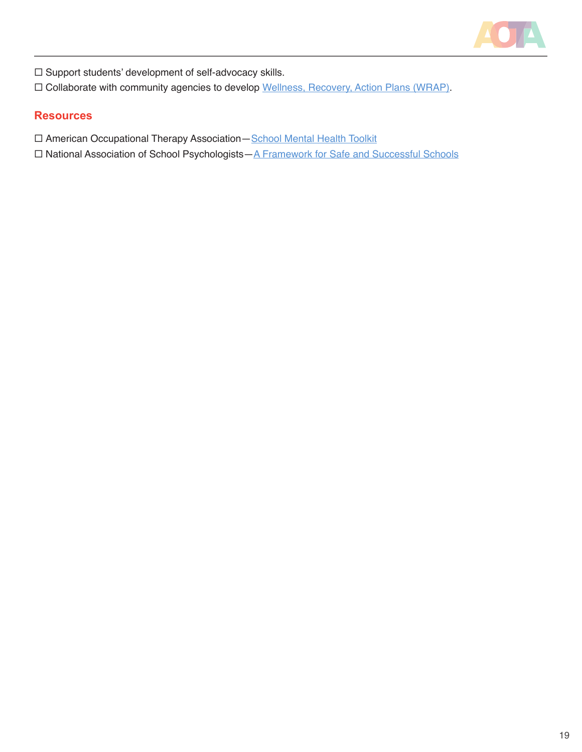☐ Support students' development of self-advocacy skills.

☐ Collaborate with community agencies to develop Wellness, Recovery, Action Plans (WRAP).

## Resources

☐ American Occupational Therapy Association—School Mental Health Toolkit

☐ National Association of School Psychologists—A Framework for Safe and Successful Schools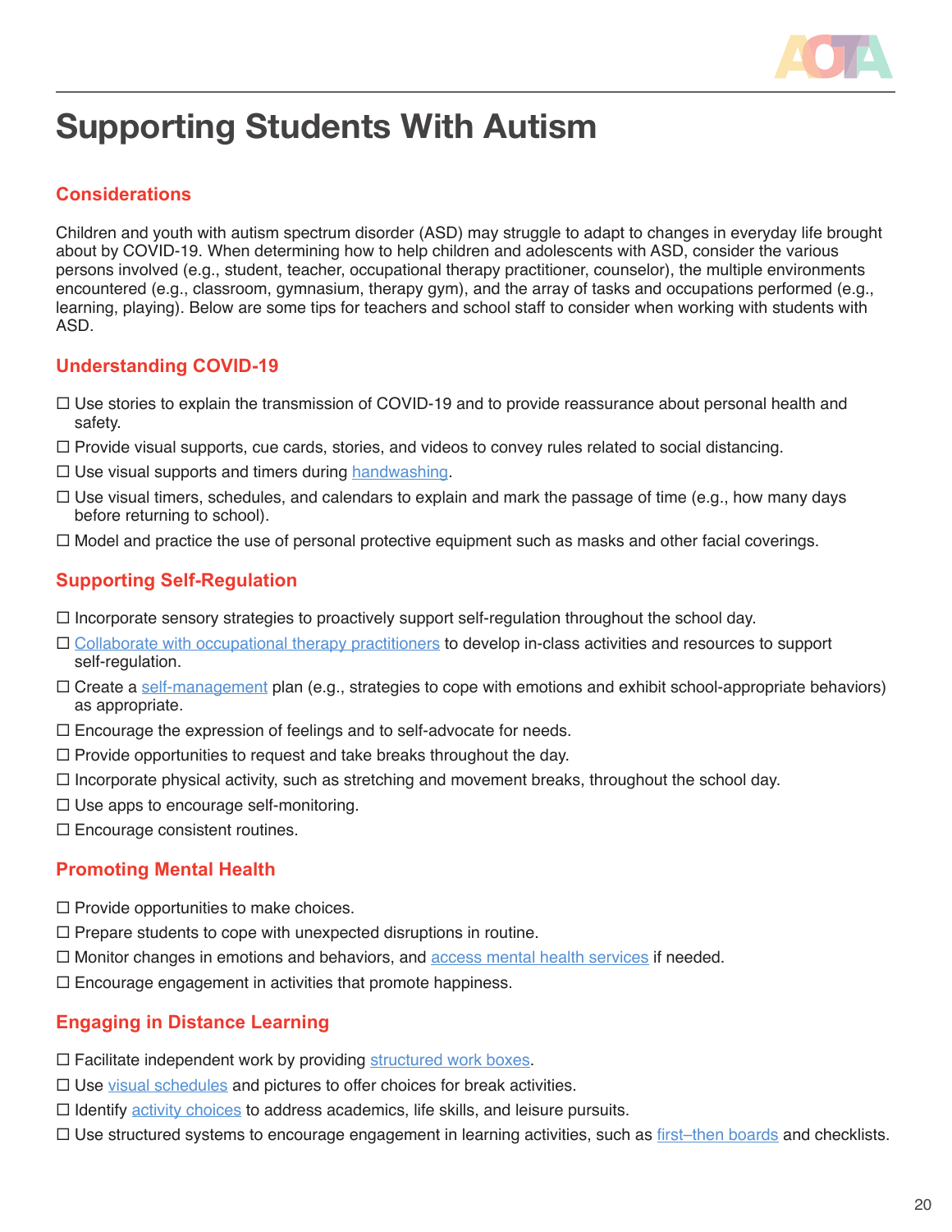# Supporting Students With Autism

## Considerations

Children and youth with autism spectrum disorder (ASD) may struggle to adapt to changes in everyday life brought about by COVID-19. When determining how to help children and adolescents with ASD, consider the various persons involved (e.g., student, teacher, occupational therapy practitioner, counselor), the multiple environments encountered (e.g., classroom, gymnasium, therapy gym), and the array of tasks and occupations performed (e.g., learning, playing). Below are some tips for teachers and school staff to consider when working with students with ASD.

## Understanding COVID-19

- ☐ Use stories to explain the transmission of COVID-19 and to provide reassurance about personal health and safety.
- ☐ Provide visual supports, cue cards, stories, and videos to convey rules related to social distancing.
- ☐ Use visual supports and timers during handwashing.
- ☐ Use visual timers, schedules, and calendars to explain and mark the passage of time (e.g., how many days before returning to school).
- ☐ Model and practice the use of personal protective equipment such as masks and other facial coverings.

## Supporting Self-Regulation

- ☐ Incorporate sensory strategies to proactively support self-regulation throughout the school day.
- ☐ Collaborate with occupational therapy practitioners to develop in-class activities and resources to support self-regulation.
- ☐ Create a self-management plan (e.g., strategies to cope with emotions and exhibit school-appropriate behaviors) as appropriate.
- ☐ Encourage the expression of feelings and to self-advocate for needs.
- ☐ Provide opportunities to request and take breaks throughout the day.
- ☐ Incorporate physical activity, such as stretching and movement breaks, throughout the school day.
- ☐ Use apps to encourage self-monitoring.
- ☐ Encourage consistent routines.

## Promoting Mental Health

- ☐ Provide opportunities to make choices.
- ☐ Prepare students to cope with unexpected disruptions in routine.
- ☐ Monitor changes in emotions and behaviors, and access mental health services if needed.
- ☐ Encourage engagement in activities that promote happiness.

## Engaging in Distance Learning

- ☐ Facilitate independent work by providing structured work boxes.
- ☐ Use visual schedules and pictures to offer choices for break activities.
- ☐ Identify activity choices to address academics, life skills, and leisure pursuits.
- ☐ Use structured systems to encourage engagement in learning activities, such as first–then boards and checklists.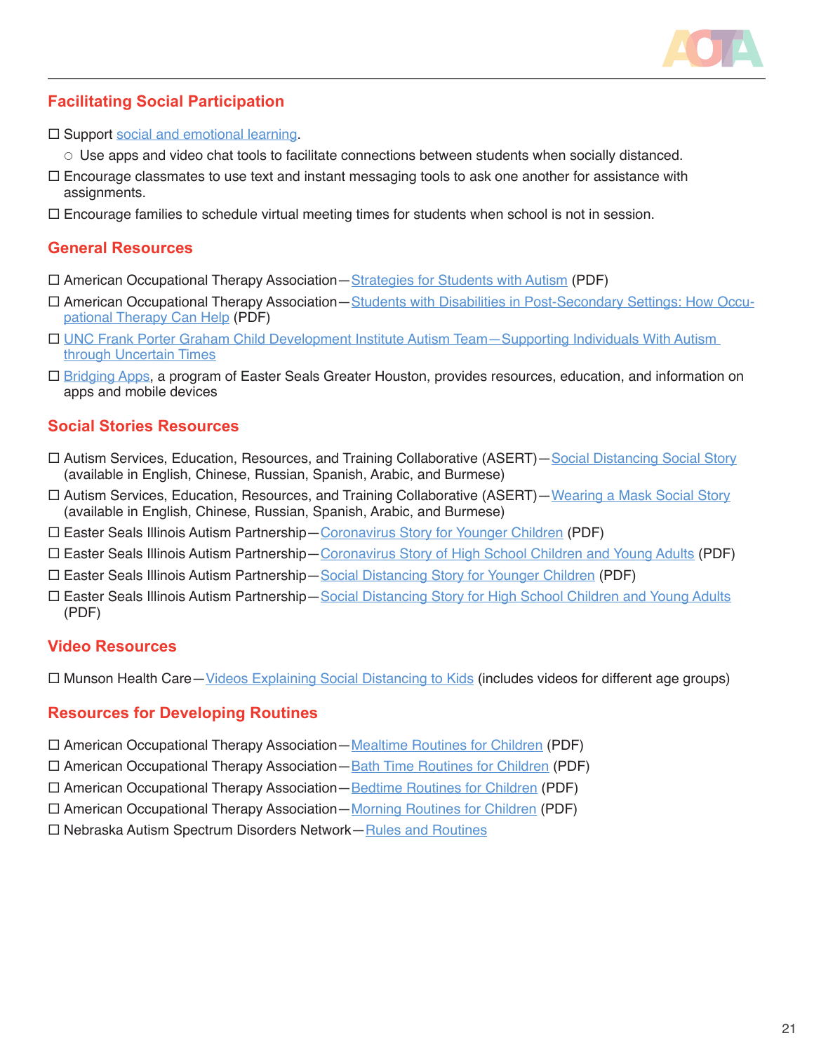## Facilitating Social Participation

- ☐ Support social and emotional learning.
  - ○ Use apps and video chat tools to facilitate connections between students when socially distanced.
- ☐ Encourage classmates to use text and instant messaging tools to ask one another for assistance with assignments.
- ☐ Encourage families to schedule virtual meeting times for students when school is not in session.

## General Resources

- ☐ American Occupational Therapy Association—Strategies for Students with Autism (PDF)
- ☐ American Occupational Therapy Association—Students with Disabilities in Post-Secondary Settings: How Occupational Therapy Can Help (PDF)
- ☐ UNC Frank Porter Graham Child Development Institute Autism Team—Supporting Individuals With Autism through Uncertain Times
- ☐ Bridging Apps, a program of Easter Seals Greater Houston, provides resources, education, and information on apps and mobile devices

## Social Stories Resources

- ☐ Autism Services, Education, Resources, and Training Collaborative (ASERT)—Social Distancing Social Story (available in English, Chinese, Russian, Spanish, Arabic, and Burmese)
- ☐ Autism Services, Education, Resources, and Training Collaborative (ASERT)—Wearing a Mask Social Story (available in English, Chinese, Russian, Spanish, Arabic, and Burmese)
- ☐ Easter Seals Illinois Autism Partnership—Coronavirus Story for Younger Children (PDF)
- ☐ Easter Seals Illinois Autism Partnership—Coronavirus Story of High School Children and Young Adults (PDF)
- ☐ Easter Seals Illinois Autism Partnership—Social Distancing Story for Younger Children (PDF)
- ☐ Easter Seals Illinois Autism Partnership—Social Distancing Story for High School Children and Young Adults (PDF)

## Video Resources

- ☐ Munson Health Care—Videos Explaining Social Distancing to Kids (includes videos for different age groups)

## Resources for Developing Routines

- ☐ American Occupational Therapy Association—Mealtime Routines for Children (PDF)
- ☐ American Occupational Therapy Association—Bath Time Routines for Children (PDF)
- ☐ American Occupational Therapy Association—Bedtime Routines for Children (PDF)
- ☐ American Occupational Therapy Association—Morning Routines for Children (PDF)
- ☐ Nebraska Autism Spectrum Disorders Network—Rules and Routines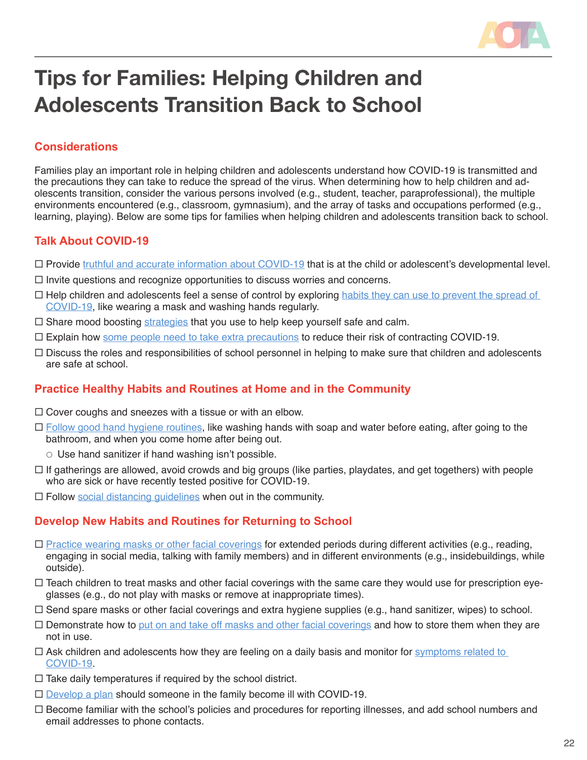# Tips for Families: Helping Children and Adolescents Transition Back to School

## Considerations

Families play an important role in helping children and adolescents understand how COVID-19 is transmitted and the precautions they can take to reduce the spread of the virus. When determining how to help children and adolescents transition, consider the various persons involved (e.g., student, teacher, paraprofessional), the multiple environments encountered (e.g., classroom, gymnasium), and the array of tasks and occupations performed (e.g., learning, playing). Below are some tips for families when helping children and adolescents transition back to school.

## Talk About COVID-19

- ☐ Provide truthful and accurate information about COVID-19 that is at the child or adolescent's developmental level.
- ☐ Invite questions and recognize opportunities to discuss worries and concerns.
- ☐ Help children and adolescents feel a sense of control by exploring habits they can use to prevent the spread of COVID-19, like wearing a mask and washing hands regularly.
- ☐ Share mood boosting strategies that you use to help keep yourself safe and calm.
- ☐ Explain how some people need to take extra precautions to reduce their risk of contracting COVID-19.
- ☐ Discuss the roles and responsibilities of school personnel in helping to make sure that children and adolescents are safe at school.

## Practice Healthy Habits and Routines at Home and in the Community

- ☐ Cover coughs and sneezes with a tissue or with an elbow.
- ☐ Follow good hand hygiene routines, like washing hands with soap and water before eating, after going to the bathroom, and when you come home after being out.
  - Use hand sanitizer if hand washing isn't possible.
- ☐ If gatherings are allowed, avoid crowds and big groups (like parties, playdates, and get togethers) with people who are sick or have recently tested positive for COVID-19.
- ☐ Follow social distancing guidelines when out in the community.

## Develop New Habits and Routines for Returning to School

- ☐ Practice wearing masks or other facial coverings for extended periods during different activities (e.g., reading, engaging in social media, talking with family members) and in different environments (e.g., insidebuildings, while outside).
- ☐ Teach children to treat masks and other facial coverings with the same care they would use for prescription eyeglasses (e.g., do not play with masks or remove at inappropriate times).
- ☐ Send spare masks or other facial coverings and extra hygiene supplies (e.g., hand sanitizer, wipes) to school.
- ☐ Demonstrate how to put on and take off masks and other facial coverings and how to store them when they are not in use.
- ☐ Ask children and adolescents how they are feeling on a daily basis and monitor for symptoms related to COVID-19.
- ☐ Take daily temperatures if required by the school district.
- ☐ Develop a plan should someone in the family become ill with COVID-19.
- ☐ Become familiar with the school's policies and procedures for reporting illnesses, and add school numbers and email addresses to phone contacts.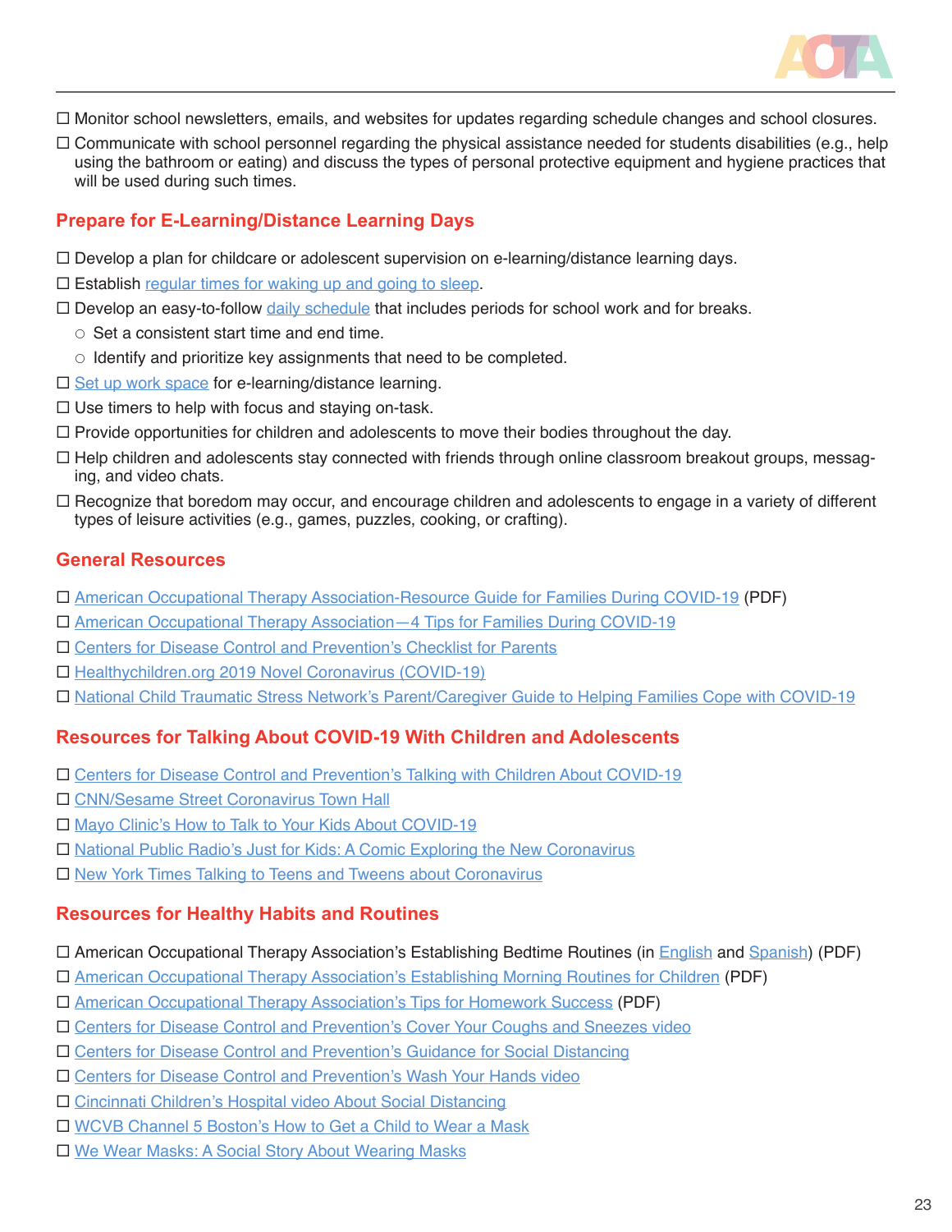☐ Monitor school newsletters, emails, and websites for updates regarding schedule changes and school closures.

☐ Communicate with school personnel regarding the physical assistance needed for students disabilities (e.g., help using the bathroom or eating) and discuss the types of personal protective equipment and hygiene practices that will be used during such times.

## Prepare for E-Learning/Distance Learning Days

☐ Develop a plan for childcare or adolescent supervision on e-learning/distance learning days.

☐ Establish regular times for waking up and going to sleep.

☐ Develop an easy-to-follow daily schedule that includes periods for school work and for breaks.
- ○ Set a consistent start time and end time.
- ○ Identify and prioritize key assignments that need to be completed.

☐ Set up work space for e-learning/distance learning.

☐ Use timers to help with focus and staying on-task.

☐ Provide opportunities for children and adolescents to move their bodies throughout the day.

☐ Help children and adolescents stay connected with friends through online classroom breakout groups, messaging, and video chats.

☐ Recognize that boredom may occur, and encourage children and adolescents to engage in a variety of different types of leisure activities (e.g., games, puzzles, cooking, or crafting).

## General Resources

☐ American Occupational Therapy Association-Resource Guide for Families During COVID-19 (PDF)

☐ American Occupational Therapy Association—4 Tips for Families During COVID-19

☐ Centers for Disease Control and Prevention's Checklist for Parents

☐ Healthychildren.org 2019 Novel Coronavirus (COVID-19)

☐ National Child Traumatic Stress Network's Parent/Caregiver Guide to Helping Families Cope with COVID-19

## Resources for Talking About COVID-19 With Children and Adolescents

☐ Centers for Disease Control and Prevention's Talking with Children About COVID-19

☐ CNN/Sesame Street Coronavirus Town Hall

☐ Mayo Clinic's How to Talk to Your Kids About COVID-19

☐ National Public Radio's Just for Kids: A Comic Exploring the New Coronavirus

☐ New York Times Talking to Teens and Tweens about Coronavirus

## Resources for Healthy Habits and Routines

☐ American Occupational Therapy Association's Establishing Bedtime Routines (in English and Spanish) (PDF)

☐ American Occupational Therapy Association's Establishing Morning Routines for Children (PDF)

☐ American Occupational Therapy Association's Tips for Homework Success (PDF)

☐ Centers for Disease Control and Prevention's Cover Your Coughs and Sneezes video

☐ Centers for Disease Control and Prevention's Guidance for Social Distancing

☐ Centers for Disease Control and Prevention's Wash Your Hands video

☐ Cincinnati Children's Hospital video About Social Distancing

☐ WCVB Channel 5 Boston's How to Get a Child to Wear a Mask

☐ We Wear Masks: A Social Story About Wearing Masks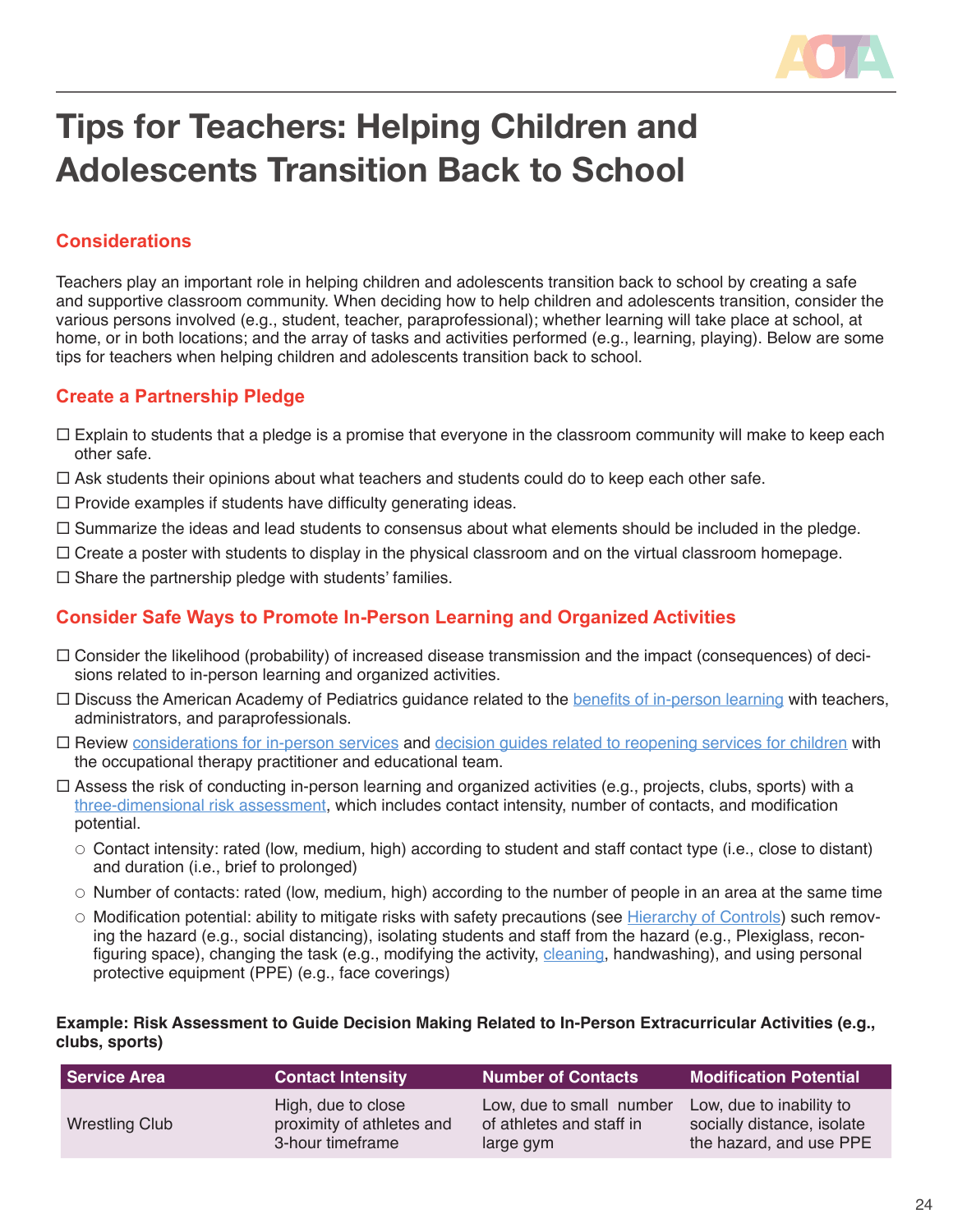# Tips for Teachers: Helping Children and Adolescents Transition Back to School

## Considerations

Teachers play an important role in helping children and adolescents transition back to school by creating a safe and supportive classroom community. When deciding how to help children and adolescents transition, consider the various persons involved (e.g., student, teacher, paraprofessional); whether learning will take place at school, at home, or in both locations; and the array of tasks and activities performed (e.g., learning, playing). Below are some tips for teachers when helping children and adolescents transition back to school.

## Create a Partnership Pledge

- ☐ Explain to students that a pledge is a promise that everyone in the classroom community will make to keep each other safe.
- ☐ Ask students their opinions about what teachers and students could do to keep each other safe.
- ☐ Provide examples if students have difficulty generating ideas.
- ☐ Summarize the ideas and lead students to consensus about what elements should be included in the pledge.
- ☐ Create a poster with students to display in the physical classroom and on the virtual classroom homepage.
- ☐ Share the partnership pledge with students' families.

## Consider Safe Ways to Promote In-Person Learning and Organized Activities

- ☐ Consider the likelihood (probability) of increased disease transmission and the impact (consequences) of decisions related to in-person learning and organized activities.
- ☐ Discuss the American Academy of Pediatrics guidance related to the benefits of in-person learning with teachers, administrators, and paraprofessionals.
- ☐ Review considerations for in-person services and decision guides related to reopening services for children with the occupational therapy practitioner and educational team.
- ☐ Assess the risk of conducting in-person learning and organized activities (e.g., projects, clubs, sports) with a three-dimensional risk assessment, which includes contact intensity, number of contacts, and modification potential.
  - ○ Contact intensity: rated (low, medium, high) according to student and staff contact type (i.e., close to distant) and duration (i.e., brief to prolonged)
  - ○ Number of contacts: rated (low, medium, high) according to the number of people in an area at the same time
  - ○ Modification potential: ability to mitigate risks with safety precautions (see Hierarchy of Controls) such removing the hazard (e.g., social distancing), isolating students and staff from the hazard (e.g., Plexiglass, reconfiguring space), changing the task (e.g., modifying the activity, cleaning, handwashing), and using personal protective equipment (PPE) (e.g., face coverings)

**Example: Risk Assessment to Guide Decision Making Related to In-Person Extracurricular Activities (e.g., clubs, sports)**

| Service Area | Contact Intensity | Number of Contacts | Modification Potential |
|---|---|---|---|
| Wrestling Club | High, due to close proximity of athletes and 3-hour timeframe | Low, due to small number of athletes and staff in large gym | Low, due to inability to socially distance, isolate the hazard, and use PPE |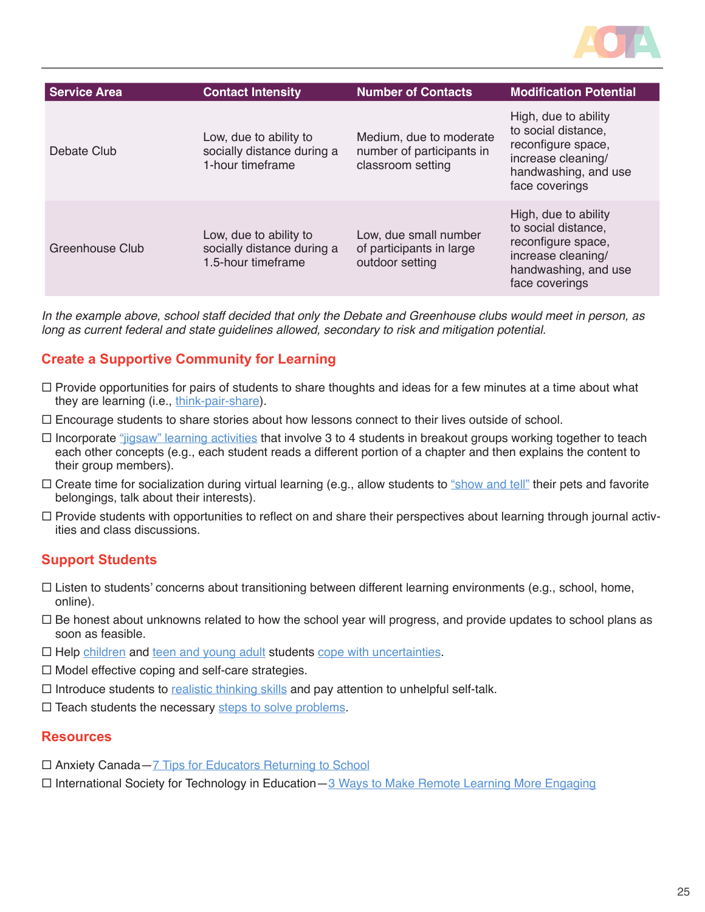| Service Area | Contact Intensity | Number of Contacts | Modification Potential |
|---|---|---|---|
| Debate Club | Low, due to ability to socially distance during a 1-hour timeframe | Medium, due to moderate number of participants in classroom setting | High, due to ability to social distance, reconfigure space, increase cleaning/ handwashing, and use face coverings |
| Greenhouse Club | Low, due to ability to socially distance during a 1.5-hour timeframe | Low, due small number of participants in large outdoor setting | High, due to ability to social distance, reconfigure space, increase cleaning/ handwashing, and use face coverings |

*In the example above, school staff decided that only the Debate and Greenhouse clubs would meet in person, as long as current federal and state guidelines allowed, secondary to risk and mitigation potential.*

## Create a Supportive Community for Learning

- ☐ Provide opportunities for pairs of students to share thoughts and ideas for a few minutes at a time about what they are learning (i.e., think-pair-share).
- ☐ Encourage students to share stories about how lessons connect to their lives outside of school.
- ☐ Incorporate "jigsaw" learning activities that involve 3 to 4 students in breakout groups working together to teach each other concepts (e.g., each student reads a different portion of a chapter and then explains the content to their group members).
- ☐ Create time for socialization during virtual learning (e.g., allow students to "show and tell" their pets and favorite belongings, talk about their interests).
- ☐ Provide students with opportunities to reflect on and share their perspectives about learning through journal activities and class discussions.

## Support Students

- ☐ Listen to students' concerns about transitioning between different learning environments (e.g., school, home, online).
- ☐ Be honest about unknowns related to how the school year will progress, and provide updates to school plans as soon as feasible.
- ☐ Help children and teen and young adult students cope with uncertainties.
- ☐ Model effective coping and self-care strategies.
- ☐ Introduce students to realistic thinking skills and pay attention to unhelpful self-talk.
- ☐ Teach students the necessary steps to solve problems.

## Resources

- ☐ Anxiety Canada—7 Tips for Educators Returning to School
- ☐ International Society for Technology in Education—3 Ways to Make Remote Learning More Engaging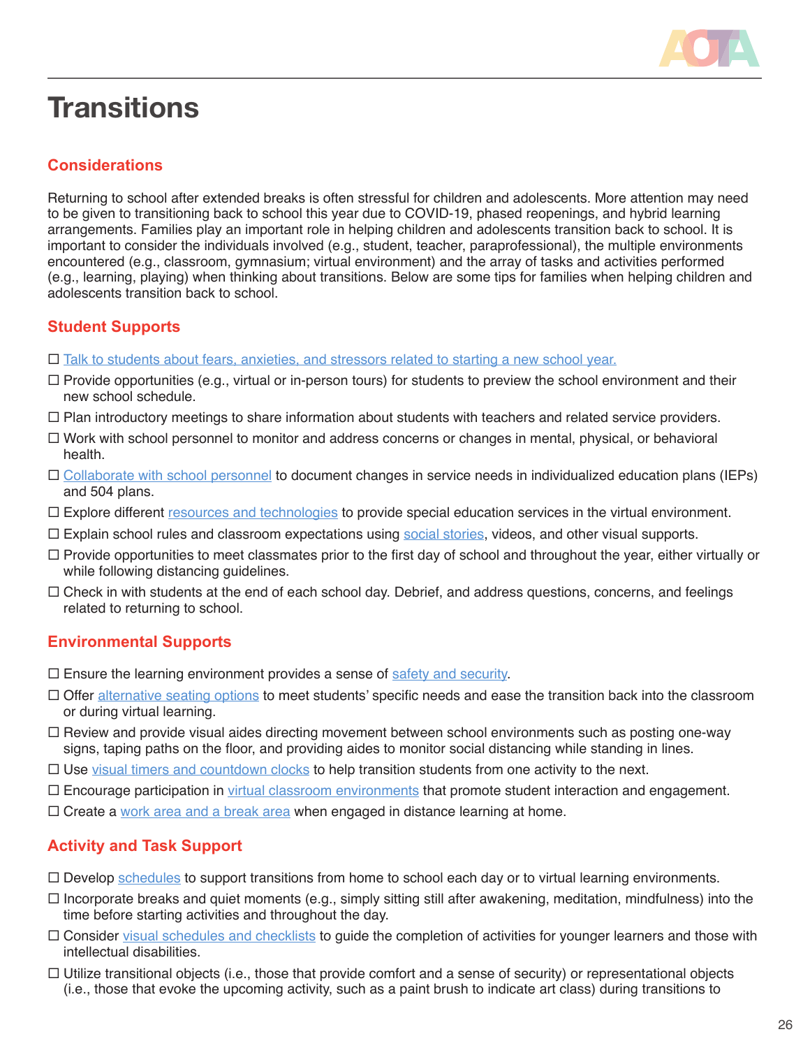# Transitions

## Considerations

Returning to school after extended breaks is often stressful for children and adolescents. More attention may need to be given to transitioning back to school this year due to COVID-19, phased reopenings, and hybrid learning arrangements. Families play an important role in helping children and adolescents transition back to school. It is important to consider the individuals involved (e.g., student, teacher, paraprofessional), the multiple environments encountered (e.g., classroom, gymnasium; virtual environment) and the array of tasks and activities performed (e.g., learning, playing) when thinking about transitions. Below are some tips for families when helping children and adolescents transition back to school.

## Student Supports

- ☐ Talk to students about fears, anxieties, and stressors related to starting a new school year.
- ☐ Provide opportunities (e.g., virtual or in-person tours) for students to preview the school environment and their new school schedule.
- ☐ Plan introductory meetings to share information about students with teachers and related service providers.
- ☐ Work with school personnel to monitor and address concerns or changes in mental, physical, or behavioral health.
- ☐ Collaborate with school personnel to document changes in service needs in individualized education plans (IEPs) and 504 plans.
- ☐ Explore different resources and technologies to provide special education services in the virtual environment.
- ☐ Explain school rules and classroom expectations using social stories, videos, and other visual supports.
- ☐ Provide opportunities to meet classmates prior to the first day of school and throughout the year, either virtually or while following distancing guidelines.
- ☐ Check in with students at the end of each school day. Debrief, and address questions, concerns, and feelings related to returning to school.

## Environmental Supports

- ☐ Ensure the learning environment provides a sense of safety and security.
- ☐ Offer alternative seating options to meet students' specific needs and ease the transition back into the classroom or during virtual learning.
- ☐ Review and provide visual aides directing movement between school environments such as posting one-way signs, taping paths on the floor, and providing aides to monitor social distancing while standing in lines.
- ☐ Use visual timers and countdown clocks to help transition students from one activity to the next.
- ☐ Encourage participation in virtual classroom environments that promote student interaction and engagement.
- ☐ Create a work area and a break area when engaged in distance learning at home.

## Activity and Task Support

- ☐ Develop schedules to support transitions from home to school each day or to virtual learning environments.
- ☐ Incorporate breaks and quiet moments (e.g., simply sitting still after awakening, meditation, mindfulness) into the time before starting activities and throughout the day.
- ☐ Consider visual schedules and checklists to guide the completion of activities for younger learners and those with intellectual disabilities.
- ☐ Utilize transitional objects (i.e., those that provide comfort and a sense of security) or representational objects (i.e., those that evoke the upcoming activity, such as a paint brush to indicate art class) during transitions to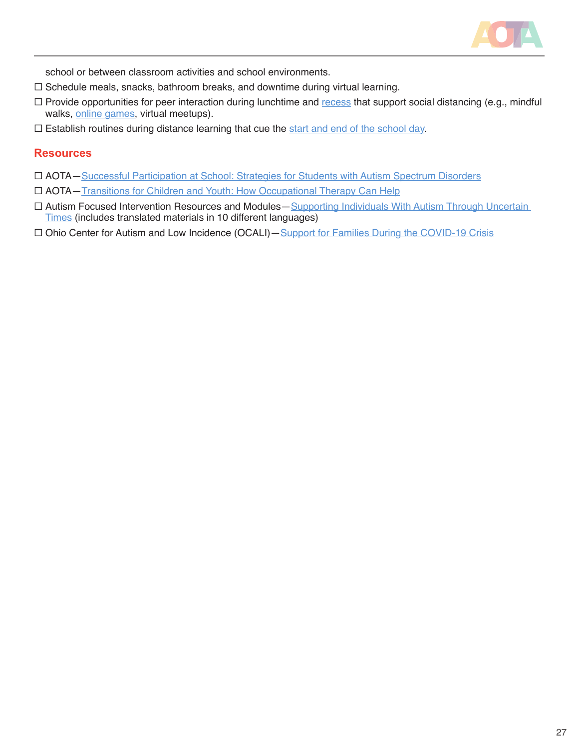school or between classroom activities and school environments.

☐ Schedule meals, snacks, bathroom breaks, and downtime during virtual learning.

☐ Provide opportunities for peer interaction during lunchtime and recess that support social distancing (e.g., mindful walks, online games, virtual meetups).

☐ Establish routines during distance learning that cue the start and end of the school day.

## Resources

☐ AOTA—Successful Participation at School: Strategies for Students with Autism Spectrum Disorders

☐ AOTA—Transitions for Children and Youth: How Occupational Therapy Can Help

☐ Autism Focused Intervention Resources and Modules—Supporting Individuals With Autism Through Uncertain Times (includes translated materials in 10 different languages)

☐ Ohio Center for Autism and Low Incidence (OCALI)—Support for Families During the COVID-19 Crisis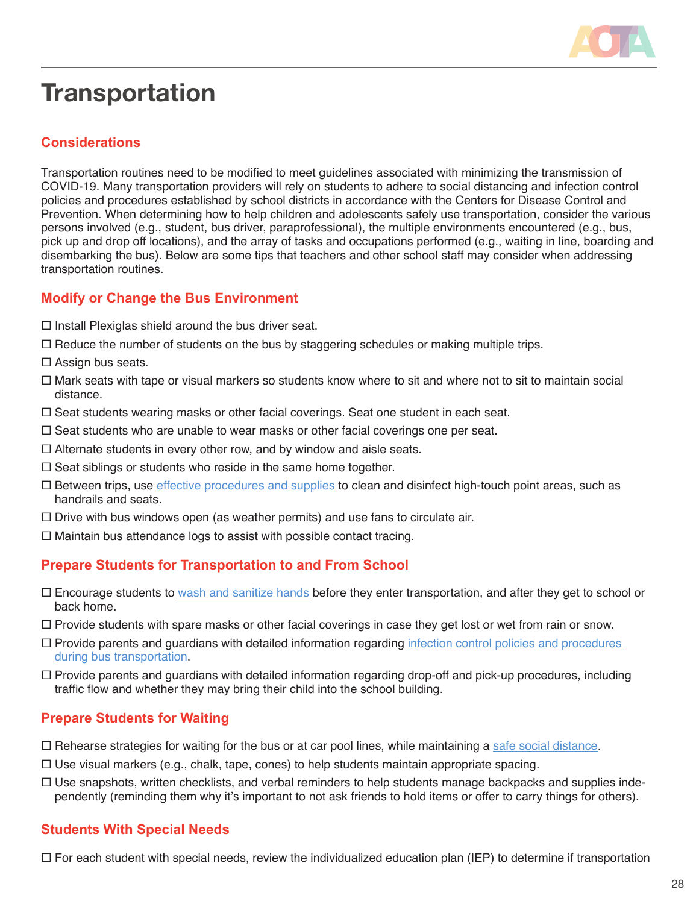# Transportation

## Considerations

Transportation routines need to be modified to meet guidelines associated with minimizing the transmission of COVID-19. Many transportation providers will rely on students to adhere to social distancing and infection control policies and procedures established by school districts in accordance with the Centers for Disease Control and Prevention. When determining how to help children and adolescents safely use transportation, consider the various persons involved (e.g., student, bus driver, paraprofessional), the multiple environments encountered (e.g., bus, pick up and drop off locations), and the array of tasks and occupations performed (e.g., waiting in line, boarding and disembarking the bus). Below are some tips that teachers and other school staff may consider when addressing transportation routines.

## Modify or Change the Bus Environment

- ☐ Install Plexiglas shield around the bus driver seat.
- ☐ Reduce the number of students on the bus by staggering schedules or making multiple trips.
- ☐ Assign bus seats.
- ☐ Mark seats with tape or visual markers so students know where to sit and where not to sit to maintain social distance.
- ☐ Seat students wearing masks or other facial coverings. Seat one student in each seat.
- ☐ Seat students who are unable to wear masks or other facial coverings one per seat.
- ☐ Alternate students in every other row, and by window and aisle seats.
- ☐ Seat siblings or students who reside in the same home together.
- ☐ Between trips, use effective procedures and supplies to clean and disinfect high-touch point areas, such as handrails and seats.
- ☐ Drive with bus windows open (as weather permits) and use fans to circulate air.
- ☐ Maintain bus attendance logs to assist with possible contact tracing.

## Prepare Students for Transportation to and From School

- ☐ Encourage students to wash and sanitize hands before they enter transportation, and after they get to school or back home.
- ☐ Provide students with spare masks or other facial coverings in case they get lost or wet from rain or snow.
- ☐ Provide parents and guardians with detailed information regarding infection control policies and procedures during bus transportation.
- ☐ Provide parents and guardians with detailed information regarding drop-off and pick-up procedures, including traffic flow and whether they may bring their child into the school building.

## Prepare Students for Waiting

- ☐ Rehearse strategies for waiting for the bus or at car pool lines, while maintaining a safe social distance.
- ☐ Use visual markers (e.g., chalk, tape, cones) to help students maintain appropriate spacing.
- ☐ Use snapshots, written checklists, and verbal reminders to help students manage backpacks and supplies independently (reminding them why it's important to not ask friends to hold items or offer to carry things for others).

## Students With Special Needs

- ☐ For each student with special needs, review the individualized education plan (IEP) to determine if transportation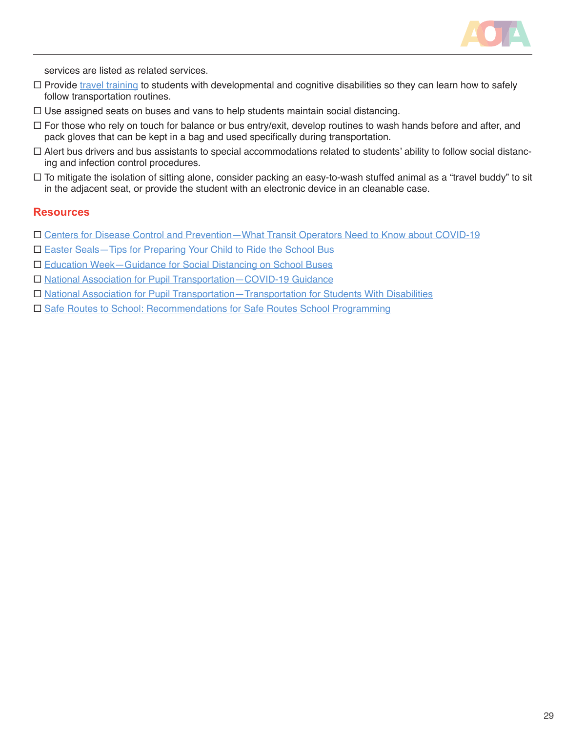services are listed as related services.

- ☐ Provide travel training to students with developmental and cognitive disabilities so they can learn how to safely follow transportation routines.
- ☐ Use assigned seats on buses and vans to help students maintain social distancing.
- ☐ For those who rely on touch for balance or bus entry/exit, develop routines to wash hands before and after, and pack gloves that can be kept in a bag and used specifically during transportation.
- ☐ Alert bus drivers and bus assistants to special accommodations related to students' ability to follow social distancing and infection control procedures.
- ☐ To mitigate the isolation of sitting alone, consider packing an easy-to-wash stuffed animal as a "travel buddy" to sit in the adjacent seat, or provide the student with an electronic device in an cleanable case.

## Resources

- ☐ Centers for Disease Control and Prevention—What Transit Operators Need to Know about COVID-19
- ☐ Easter Seals—Tips for Preparing Your Child to Ride the School Bus
- ☐ Education Week—Guidance for Social Distancing on School Buses
- ☐ National Association for Pupil Transportation—COVID-19 Guidance
- ☐ National Association for Pupil Transportation—Transportation for Students With Disabilities
- ☐ Safe Routes to School: Recommendations for Safe Routes School Programming